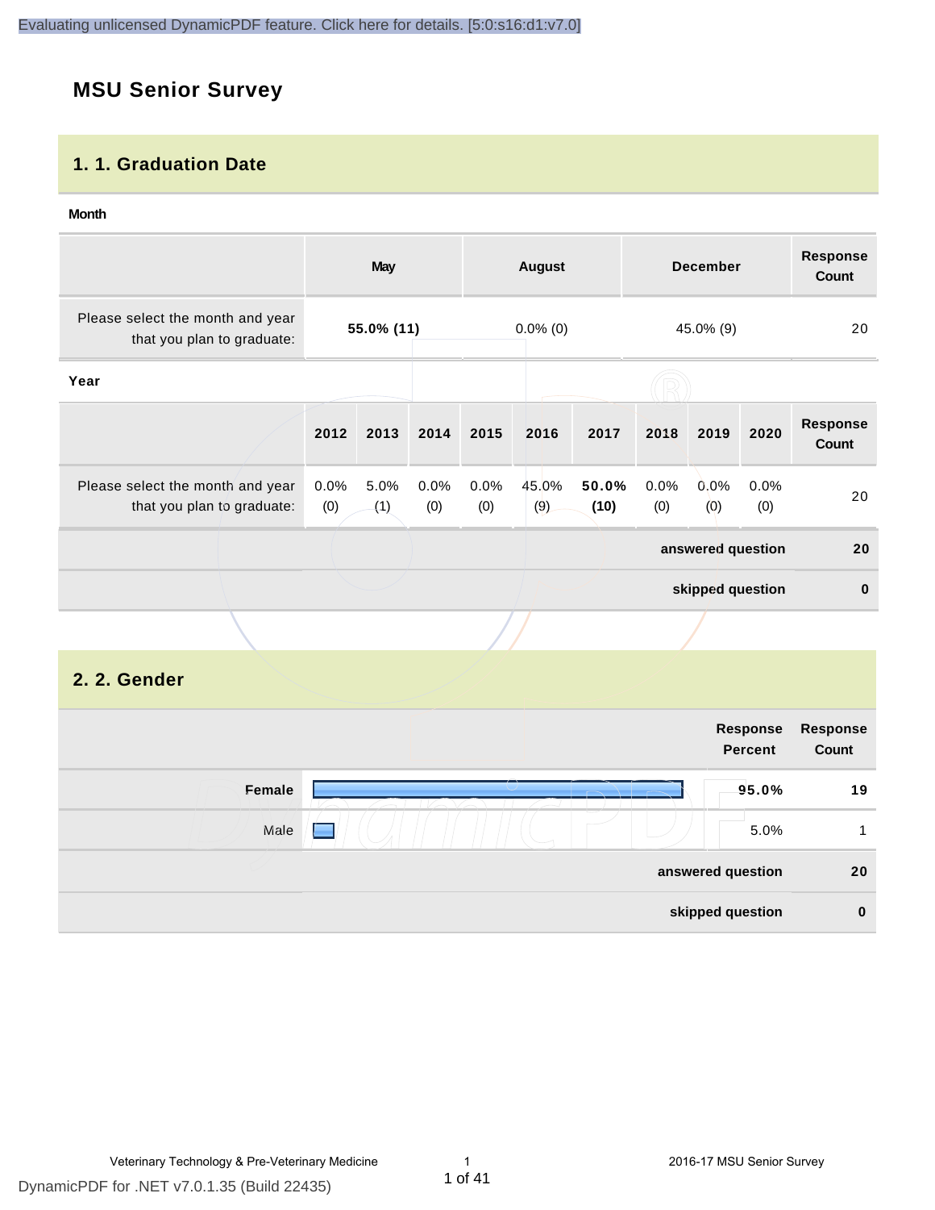# MSU Senior Survey

## 1. 1. Graduation Date

**Month**

| | May | August | December | Response Count |
|---|---|---|---|---|
| Please select the month and year that you plan to graduate: | **55.0% (11)** | 0.0% (0) | 45.0% (9) | 20 |

**Year**

| | 2012 | 2013 | 2014 | 2015 | 2016 | 2017 | 2018 | 2019 | 2020 | Response Count |
|---|---|---|---|---|---|---|---|---|---|---|
| Please select the month and year that you plan to graduate: | 0.0% (0) | 5.0% (1) | 0.0% (0) | 0.0% (0) | 45.0% (9) | **50.0% (10)** | 0.0% (0) | 0.0% (0) | 0.0% (0) | 20 |
| | | | | | | | | | **answered question** | **20** |
| | | | | | | | | | **skipped question** | **0** |

## 2. 2. Gender

| | Response Percent | Response Count |
|---|---|---|
| **Female** | **95.0%** | **19** |
| Male | 5.0% | 1 |
| | **answered question** | **20** |
| | **skipped question** | **0** |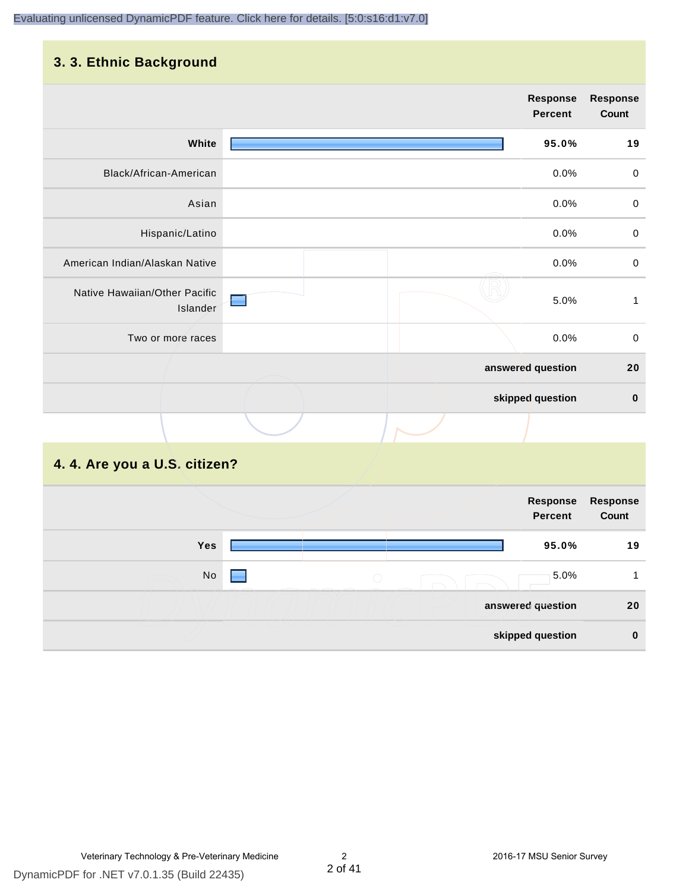## 3. 3. Ethnic Background

| | Response Percent | Response Count |
|---|---|---|
| **White** | **95.0%** | **19** |
| Black/African-American | 0.0% | 0 |
| Asian | 0.0% | 0 |
| Hispanic/Latino | 0.0% | 0 |
| American Indian/Alaskan Native | 0.0% | 0 |
| Native Hawaiian/Other Pacific Islander | 5.0% | 1 |
| Two or more races | 0.0% | 0 |
| | **answered question** | **20** |
| | **skipped question** | **0** |

## 4. 4. Are you a U.S. citizen?

| | Response Percent | Response Count |
|---|---|---|
| **Yes** | **95.0%** | **19** |
| No | 5.0% | 1 |
| | **answered question** | **20** |
| | **skipped question** | **0** |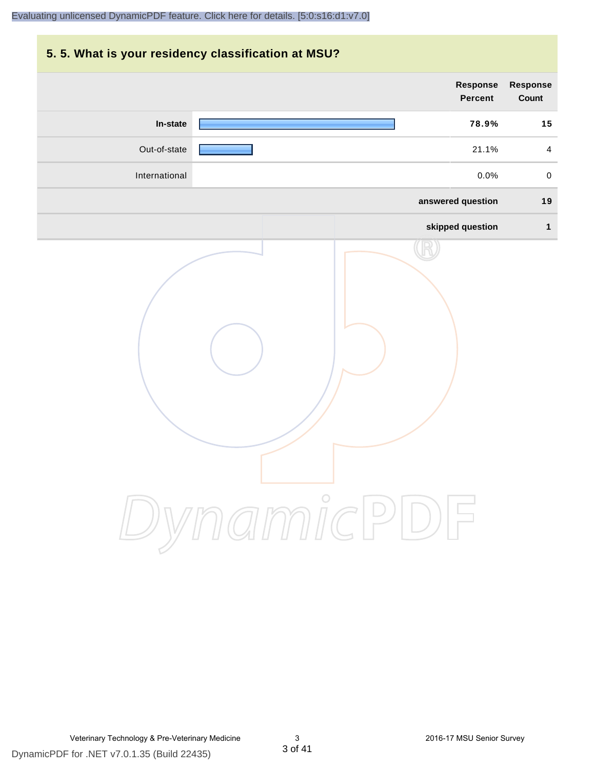## 5. 5. What is your residency classification at MSU?

| | Response Percent | Response Count |
|---|---|---|
| **In-state** | **78.9%** | **15** |
| Out-of-state | 21.1% | 4 |
| International | 0.0% | 0 |
| **answered question** | | **19** |
| **skipped question** | | **1** |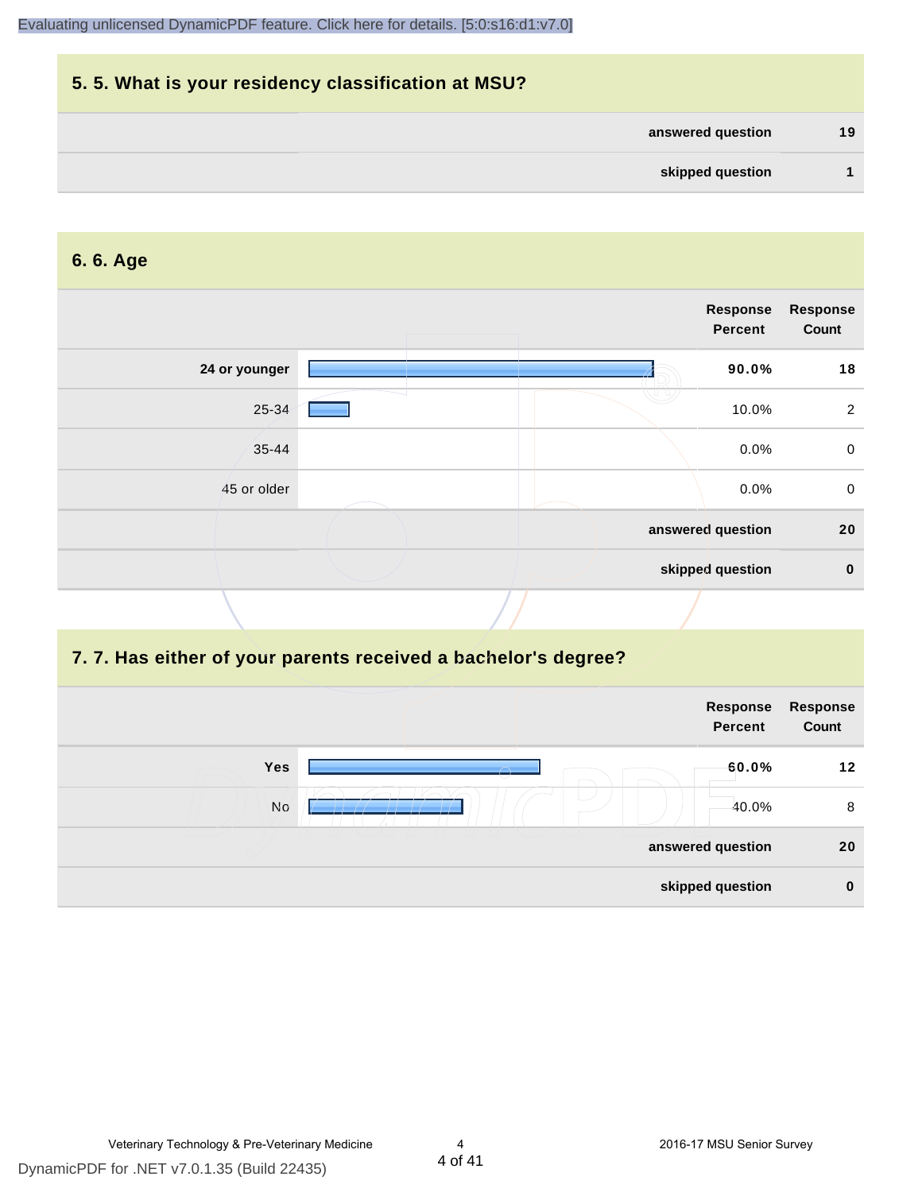## 5. 5. What is your residency classification at MSU?

| | |
|---|---|
| answered question | 19 |
| skipped question | 1 |

## 6. 6. Age

| | Response Percent | Response Count |
|---|---|---|
| 24 or younger | 90.0% | 18 |
| 25-34 | 10.0% | 2 |
| 35-44 | 0.0% | 0 |
| 45 or older | 0.0% | 0 |
| answered question | | 20 |
| skipped question | | 0 |

## 7. 7. Has either of your parents received a bachelor's degree?

| | Response Percent | Response Count |
|---|---|---|
| Yes | 60.0% | 12 |
| No | 40.0% | 8 |
| answered question | | 20 |
| skipped question | | 0 |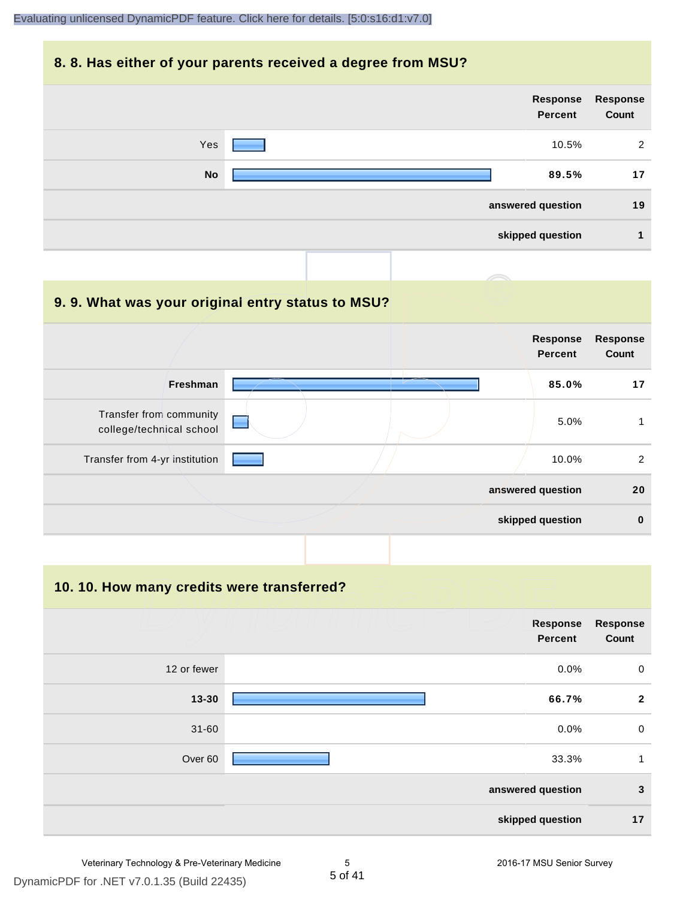## 8. 8. Has either of your parents received a degree from MSU?

| | Response Percent | Response Count |
|---|---|---|
| Yes | 10.5% | 2 |
| **No** | **89.5%** | **17** |
| | **answered question** | **19** |
| | **skipped question** | **1** |

## 9. 9. What was your original entry status to MSU?

| | Response Percent | Response Count |
|---|---|---|
| **Freshman** | **85.0%** | **17** |
| Transfer from community college/technical school | 5.0% | 1 |
| Transfer from 4-yr institution | 10.0% | 2 |
| | **answered question** | **20** |
| | **skipped question** | **0** |

## 10. 10. How many credits were transferred?

| | Response Percent | Response Count |
|---|---|---|
| 12 or fewer | 0.0% | 0 |
| **13-30** | **66.7%** | **2** |
| 31-60 | 0.0% | 0 |
| Over 60 | 33.3% | 1 |
| | **answered question** | **3** |
| | **skipped question** | **17** |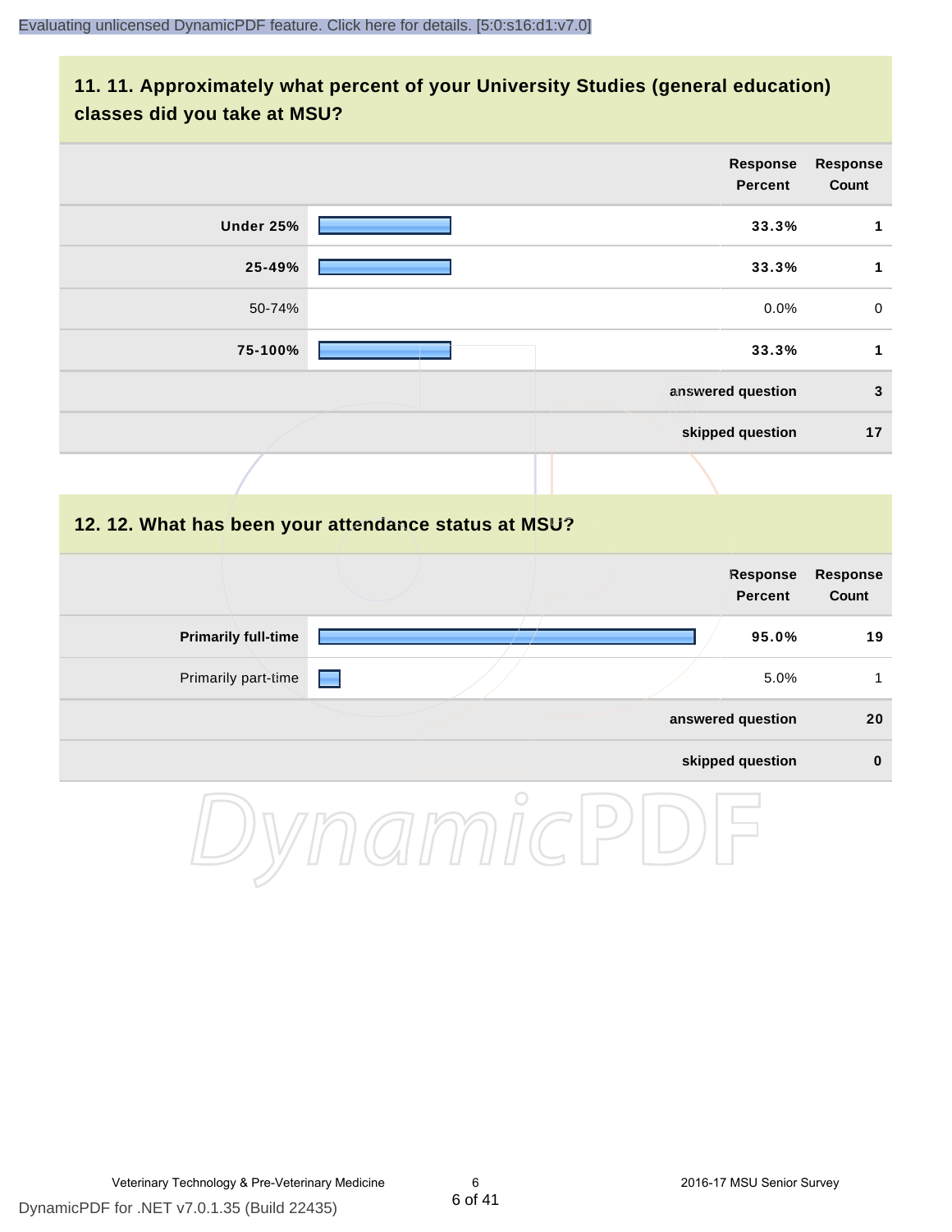## 11. 11. Approximately what percent of your University Studies (general education) classes did you take at MSU?

| | Response Percent | Response Count |
|---|---|---|
| **Under 25%** | **33.3%** | **1** |
| **25-49%** | **33.3%** | **1** |
| 50-74% | 0.0% | 0 |
| **75-100%** | **33.3%** | **1** |
| | **answered question** | **3** |
| | **skipped question** | **17** |

## 12. 12. What has been your attendance status at MSU?

| | Response Percent | Response Count |
|---|---|---|
| **Primarily full-time** | **95.0%** | **19** |
| Primarily part-time | 5.0% | 1 |
| | **answered question** | **20** |
| | **skipped question** | **0** |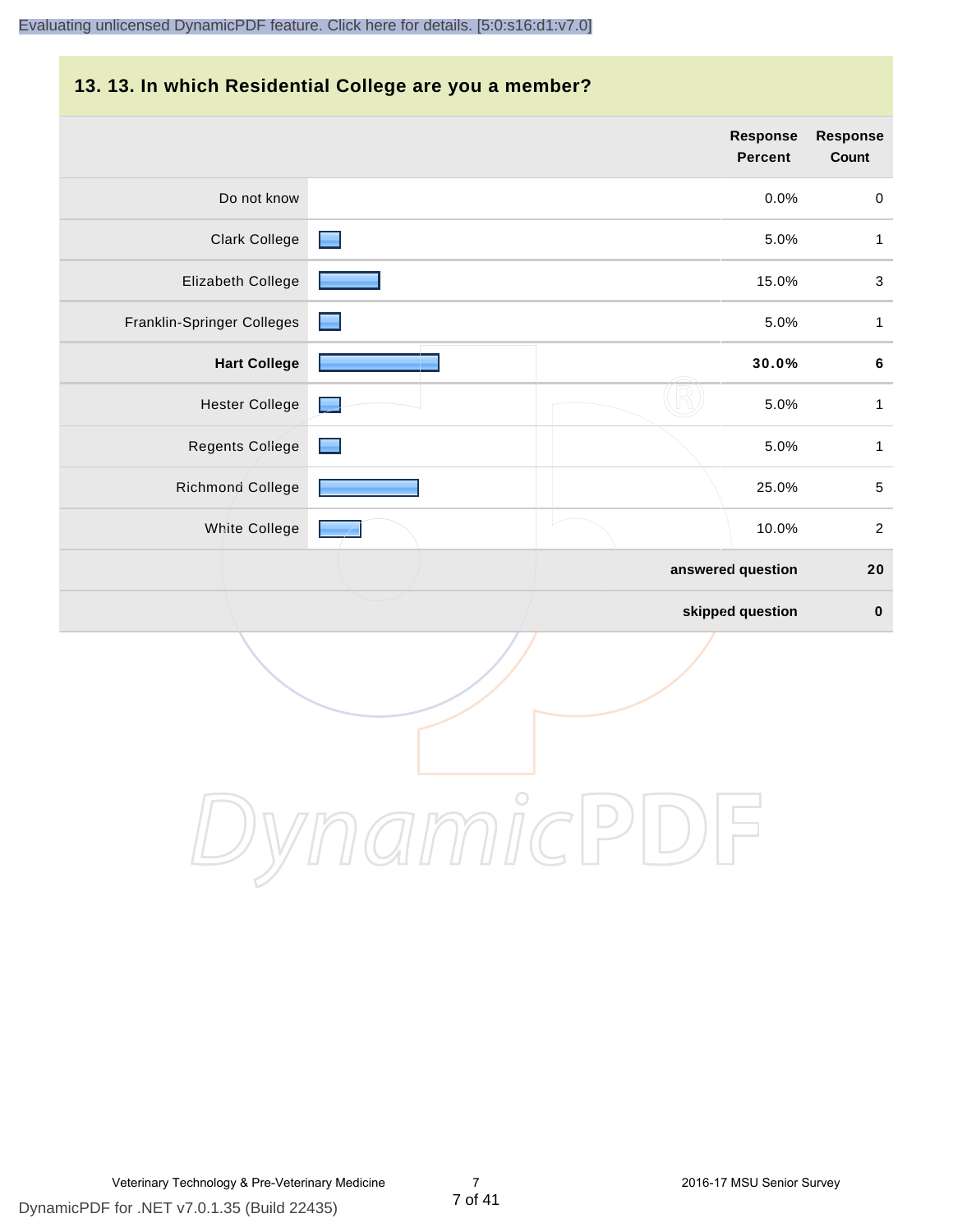## 13. 13. In which Residential College are you a member?

| | Response Percent | Response Count |
|---|---|---|
| Do not know | 0.0% | 0 |
| Clark College | 5.0% | 1 |
| Elizabeth College | 15.0% | 3 |
| Franklin-Springer Colleges | 5.0% | 1 |
| **Hart College** | **30.0%** | **6** |
| Hester College | 5.0% | 1 |
| Regents College | 5.0% | 1 |
| Richmond College | 25.0% | 5 |
| White College | 10.0% | 2 |
| | **answered question** | **20** |
| | **skipped question** | **0** |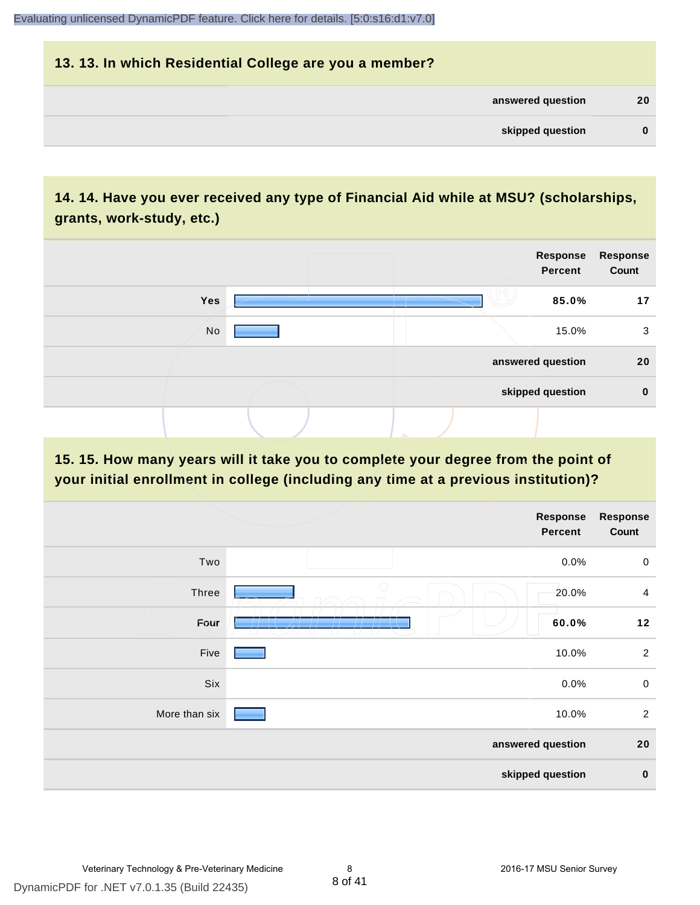## 13. 13. In which Residential College are you a member?

| | |
|---|---|
| answered question | 20 |
| skipped question | 0 |

## 14. 14. Have you ever received any type of Financial Aid while at MSU? (scholarships, grants, work-study, etc.)

| | Response Percent | Response Count |
|---|---|---|
| Yes | **85.0%** | **17** |
| No | 15.0% | 3 |
| answered question | | 20 |
| skipped question | | 0 |

## 15. 15. How many years will it take you to complete your degree from the point of your initial enrollment in college (including any time at a previous institution)?

| | Response Percent | Response Count |
|---|---|---|
| Two | 0.0% | 0 |
| Three | 20.0% | 4 |
| Four | **60.0%** | **12** |
| Five | 10.0% | 2 |
| Six | 0.0% | 0 |
| More than six | 10.0% | 2 |
| answered question | | 20 |
| skipped question | | 0 |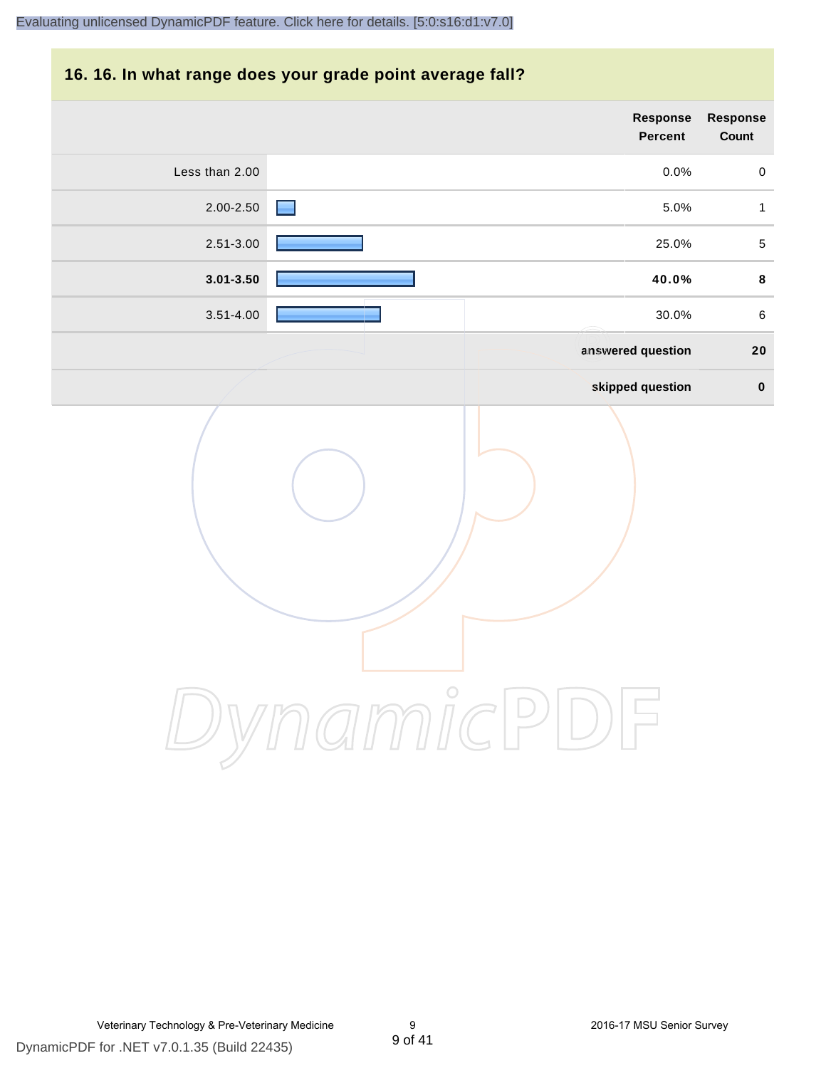## 16. 16. In what range does your grade point average fall?

| | Response Percent | Response Count |
|---|---|---|
| Less than 2.00 | 0.0% | 0 |
| 2.00-2.50 | 5.0% | 1 |
| 2.51-3.00 | 25.0% | 5 |
| **3.01-3.50** | **40.0%** | **8** |
| 3.51-4.00 | 30.0% | 6 |
| | **answered question** | **20** |
| | **skipped question** | **0** |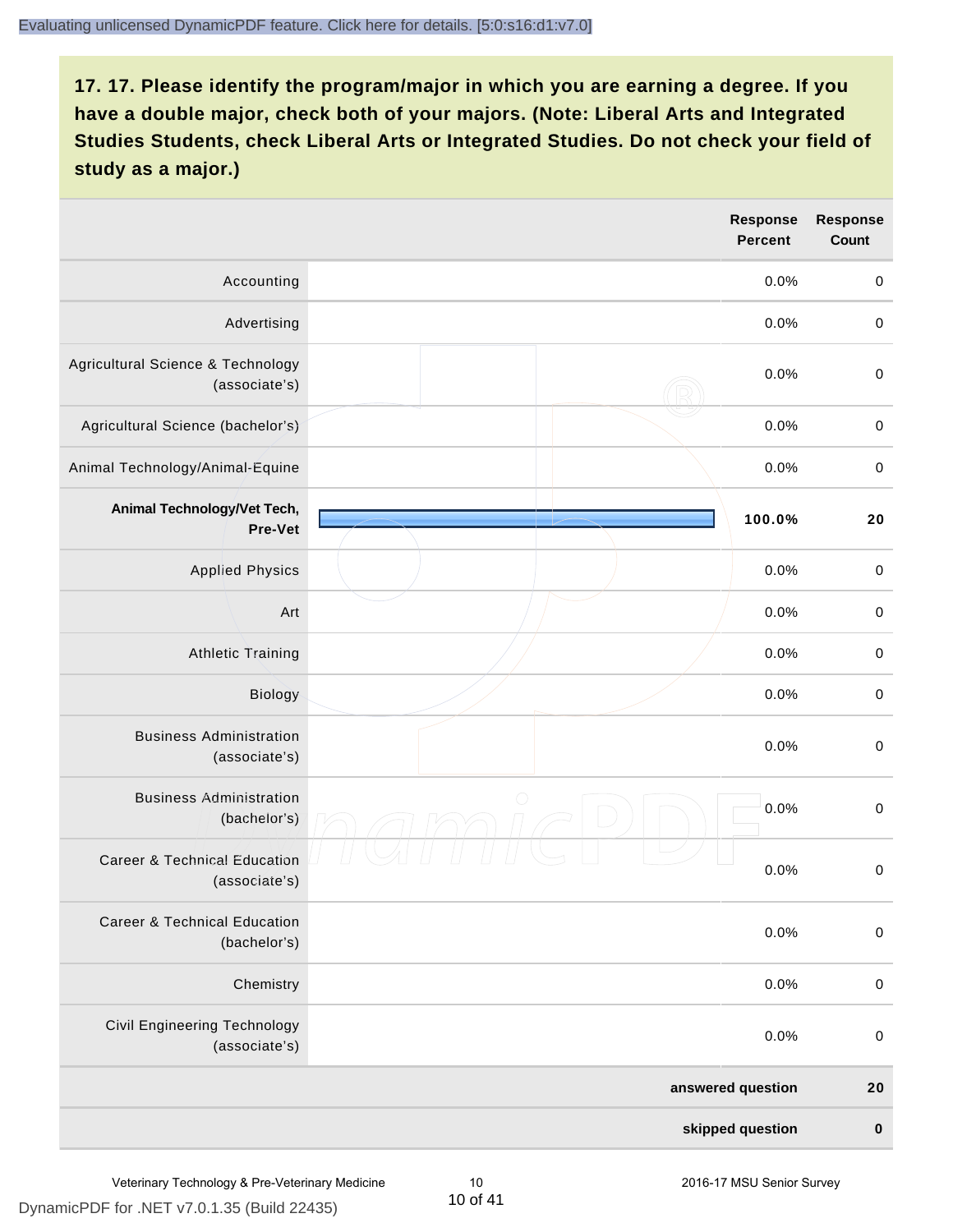## 17. 17. Please identify the program/major in which you are earning a degree. If you have a double major, check both of your majors. (Note: Liberal Arts and Integrated Studies Students, check Liberal Arts or Integrated Studies. Do not check your field of study as a major.)

| | Response Percent | Response Count |
|---|---|---|
| Accounting | 0.0% | 0 |
| Advertising | 0.0% | 0 |
| Agricultural Science & Technology (associate's) | 0.0% | 0 |
| Agricultural Science (bachelor's) | 0.0% | 0 |
| Animal Technology/Animal-Equine | 0.0% | 0 |
| **Animal Technology/Vet Tech, Pre-Vet** | **100.0%** | **20** |
| Applied Physics | 0.0% | 0 |
| Art | 0.0% | 0 |
| Athletic Training | 0.0% | 0 |
| Biology | 0.0% | 0 |
| Business Administration (associate's) | 0.0% | 0 |
| Business Administration (bachelor's) | 0.0% | 0 |
| Career & Technical Education (associate's) | 0.0% | 0 |
| Career & Technical Education (bachelor's) | 0.0% | 0 |
| Chemistry | 0.0% | 0 |
| Civil Engineering Technology (associate's) | 0.0% | 0 |
| | **answered question** | **20** |
| | **skipped question** | **0** |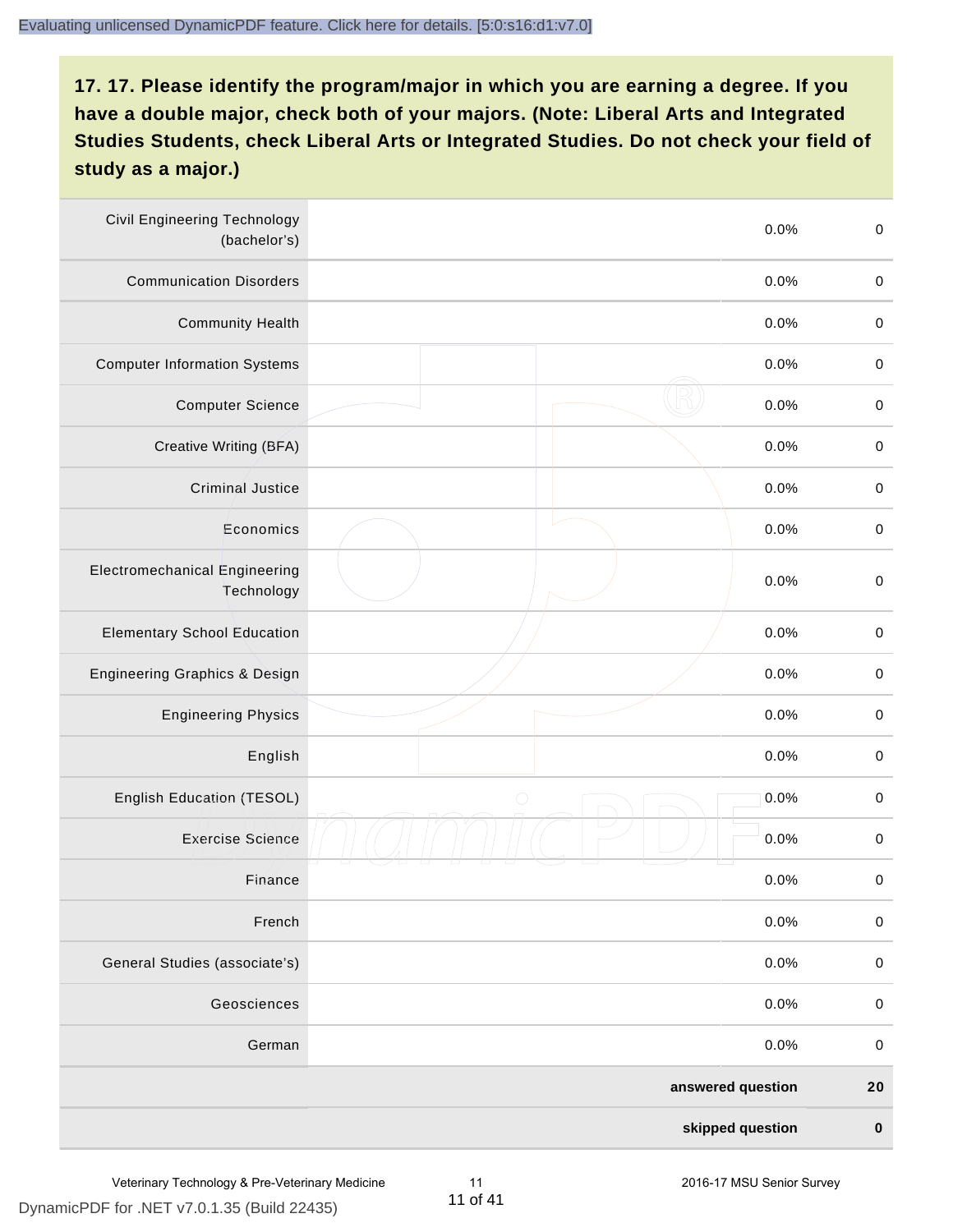## 17. 17. Please identify the program/major in which you are earning a degree. If you have a double major, check both of your majors. (Note: Liberal Arts and Integrated Studies Students, check Liberal Arts or Integrated Studies. Do not check your field of study as a major.)

| | | | |
|---|---|---|---|
| Civil Engineering Technology (bachelor's) | | 0.0% | 0 |
| Communication Disorders | | 0.0% | 0 |
| Community Health | | 0.0% | 0 |
| Computer Information Systems | | 0.0% | 0 |
| Computer Science | | 0.0% | 0 |
| Creative Writing (BFA) | | 0.0% | 0 |
| Criminal Justice | | 0.0% | 0 |
| Economics | | 0.0% | 0 |
| Electromechanical Engineering Technology | | 0.0% | 0 |
| Elementary School Education | | 0.0% | 0 |
| Engineering Graphics & Design | | 0.0% | 0 |
| Engineering Physics | | 0.0% | 0 |
| English | | 0.0% | 0 |
| English Education (TESOL) | | 0.0% | 0 |
| Exercise Science | | 0.0% | 0 |
| Finance | | 0.0% | 0 |
| French | | 0.0% | 0 |
| General Studies (associate's) | | 0.0% | 0 |
| Geosciences | | 0.0% | 0 |
| German | | 0.0% | 0 |
| | | **answered question** | **20** |
| | | **skipped question** | **0** |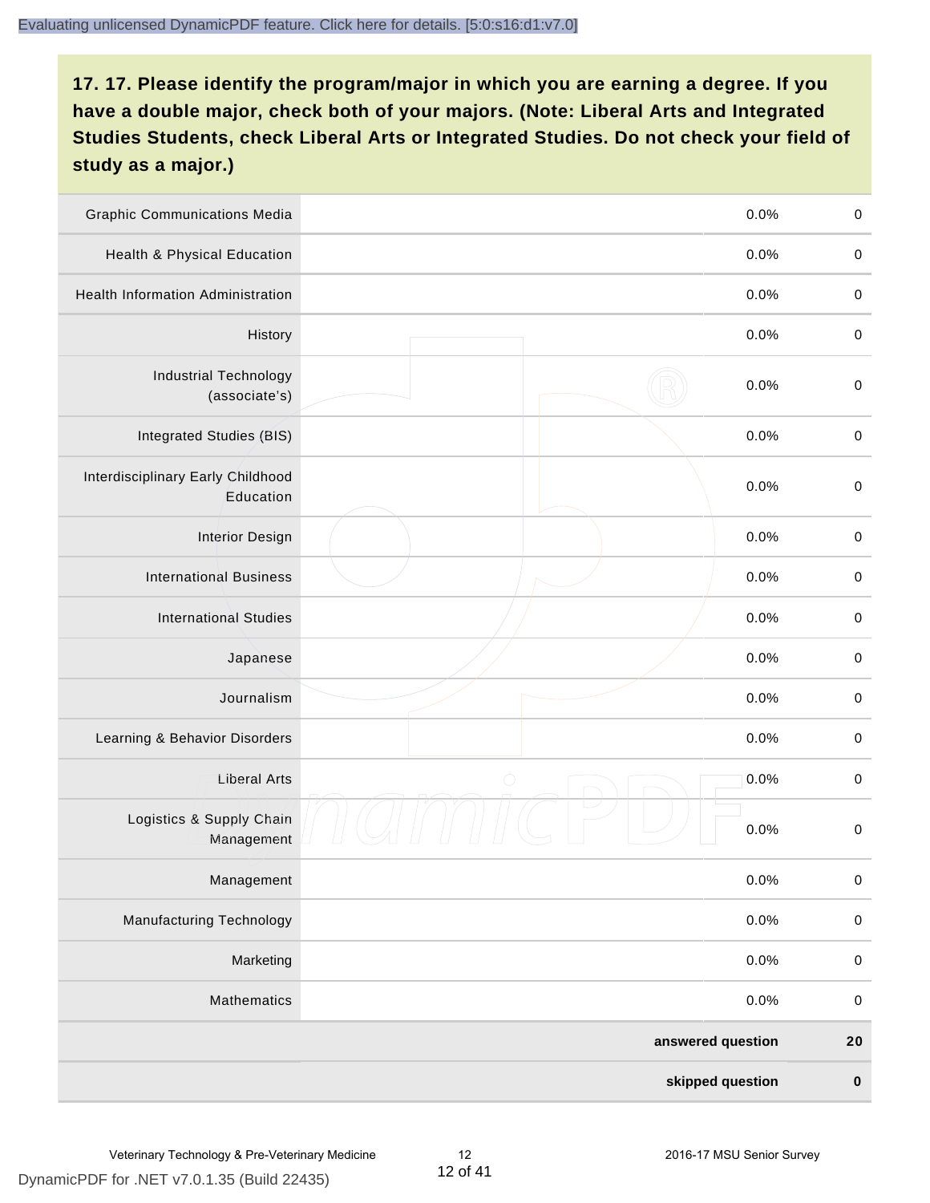## 17. 17. Please identify the program/major in which you are earning a degree. If you have a double major, check both of your majors. (Note: Liberal Arts and Integrated Studies Students, check Liberal Arts or Integrated Studies. Do not check your field of study as a major.)

| | | | |
|---|---|---|---|
| Graphic Communications Media | | 0.0% | 0 |
| Health & Physical Education | | 0.0% | 0 |
| Health Information Administration | | 0.0% | 0 |
| History | | 0.0% | 0 |
| Industrial Technology (associate's) | | 0.0% | 0 |
| Integrated Studies (BIS) | | 0.0% | 0 |
| Interdisciplinary Early Childhood Education | | 0.0% | 0 |
| Interior Design | | 0.0% | 0 |
| International Business | | 0.0% | 0 |
| International Studies | | 0.0% | 0 |
| Japanese | | 0.0% | 0 |
| Journalism | | 0.0% | 0 |
| Learning & Behavior Disorders | | 0.0% | 0 |
| Liberal Arts | | 0.0% | 0 |
| Logistics & Supply Chain Management | | 0.0% | 0 |
| Management | | 0.0% | 0 |
| Manufacturing Technology | | 0.0% | 0 |
| Marketing | | 0.0% | 0 |
| Mathematics | | 0.0% | 0 |
| | | **answered question** | **20** |
| | | **skipped question** | **0** |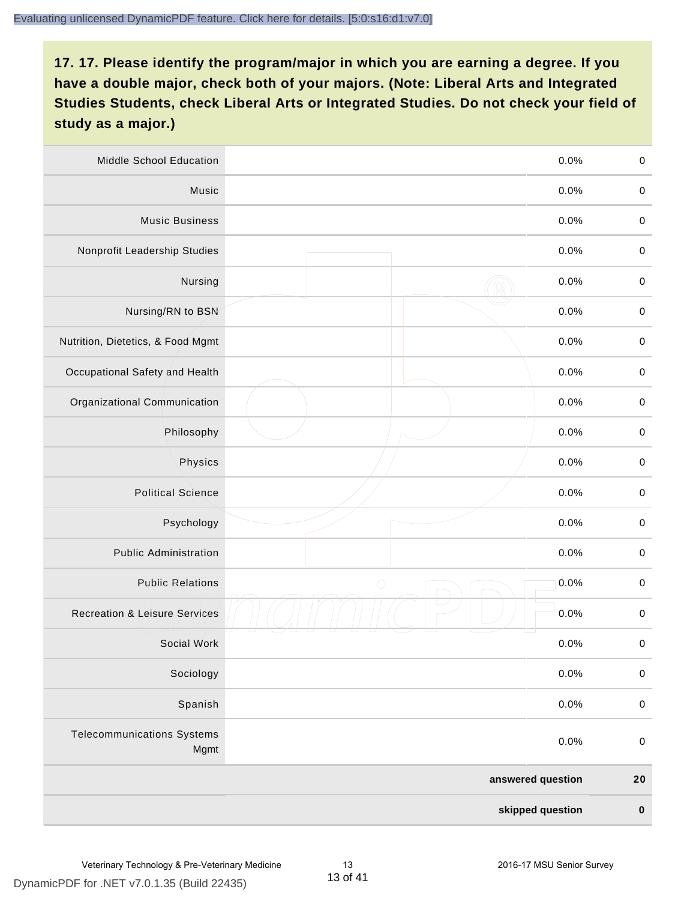## 17. 17. Please identify the program/major in which you are earning a degree. If you have a double major, check both of your majors. (Note: Liberal Arts and Integrated Studies Students, check Liberal Arts or Integrated Studies. Do not check your field of study as a major.)

| Program/Major | | Percent | Count |
|---|---|---|---|
| Middle School Education | | 0.0% | 0 |
| Music | | 0.0% | 0 |
| Music Business | | 0.0% | 0 |
| Nonprofit Leadership Studies | | 0.0% | 0 |
| Nursing | | 0.0% | 0 |
| Nursing/RN to BSN | | 0.0% | 0 |
| Nutrition, Dietetics, & Food Mgmt | | 0.0% | 0 |
| Occupational Safety and Health | | 0.0% | 0 |
| Organizational Communication | | 0.0% | 0 |
| Philosophy | | 0.0% | 0 |
| Physics | | 0.0% | 0 |
| Political Science | | 0.0% | 0 |
| Psychology | | 0.0% | 0 |
| Public Administration | | 0.0% | 0 |
| Public Relations | | 0.0% | 0 |
| Recreation & Leisure Services | | 0.0% | 0 |
| Social Work | | 0.0% | 0 |
| Sociology | | 0.0% | 0 |
| Spanish | | 0.0% | 0 |
| Telecommunications Systems Mgmt | | 0.0% | 0 |
| | | **answered question** | **20** |
| | | **skipped question** | **0** |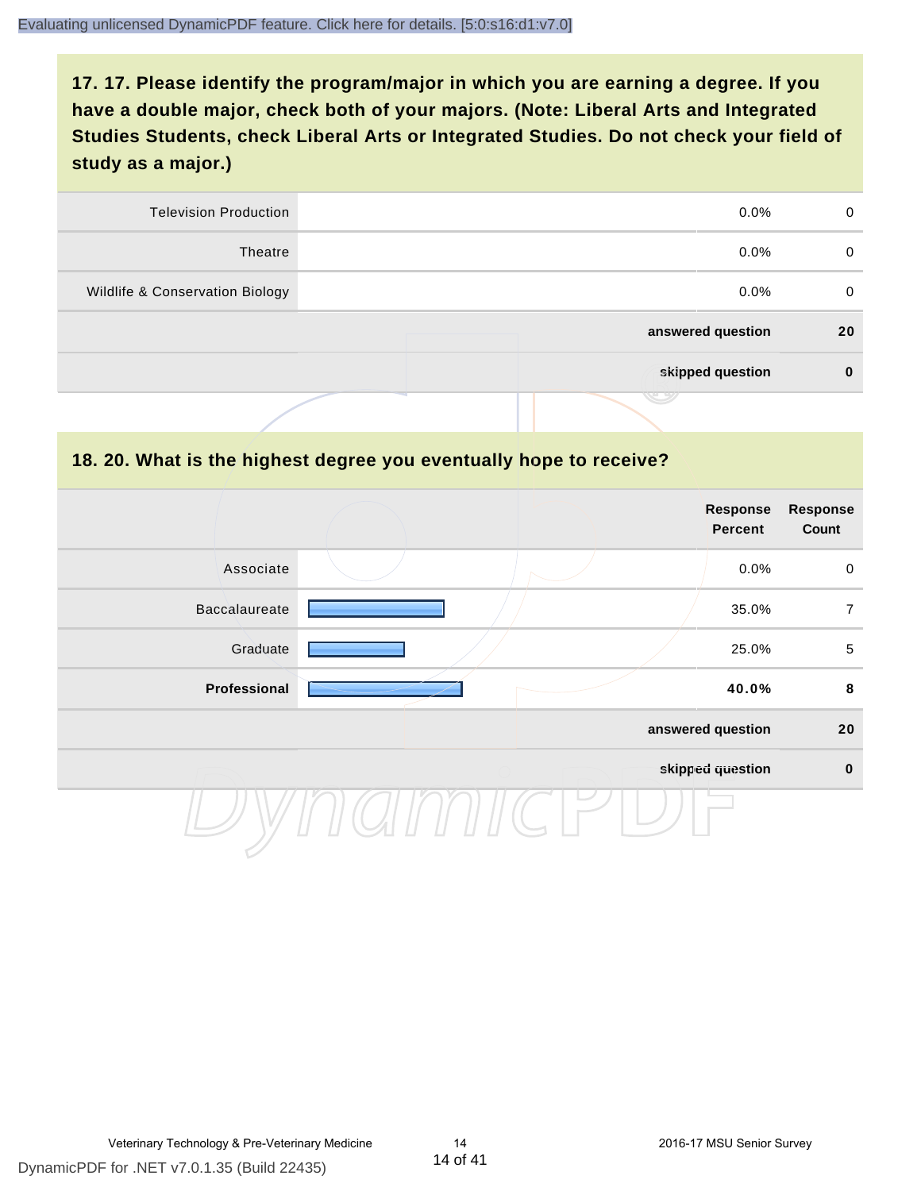## 17. 17. Please identify the program/major in which you are earning a degree. If you have a double major, check both of your majors. (Note: Liberal Arts and Integrated Studies Students, check Liberal Arts or Integrated Studies. Do not check your field of study as a major.)

| | | | |
|---|---|---|---|
| Television Production | | 0.0% | 0 |
| Theatre | | 0.0% | 0 |
| Wildlife & Conservation Biology | | 0.0% | 0 |
| | | **answered question** | **20** |
| | | **skipped question** | **0** |

## 18. 20. What is the highest degree you eventually hope to receive?

| | | Response Percent | Response Count |
|---|---|---|---|
| Associate | | 0.0% | 0 |
| Baccalaureate | | 35.0% | 7 |
| Graduate | | 25.0% | 5 |
| **Professional** | | **40.0%** | **8** |
| | | **answered question** | **20** |
| | | **skipped question** | **0** |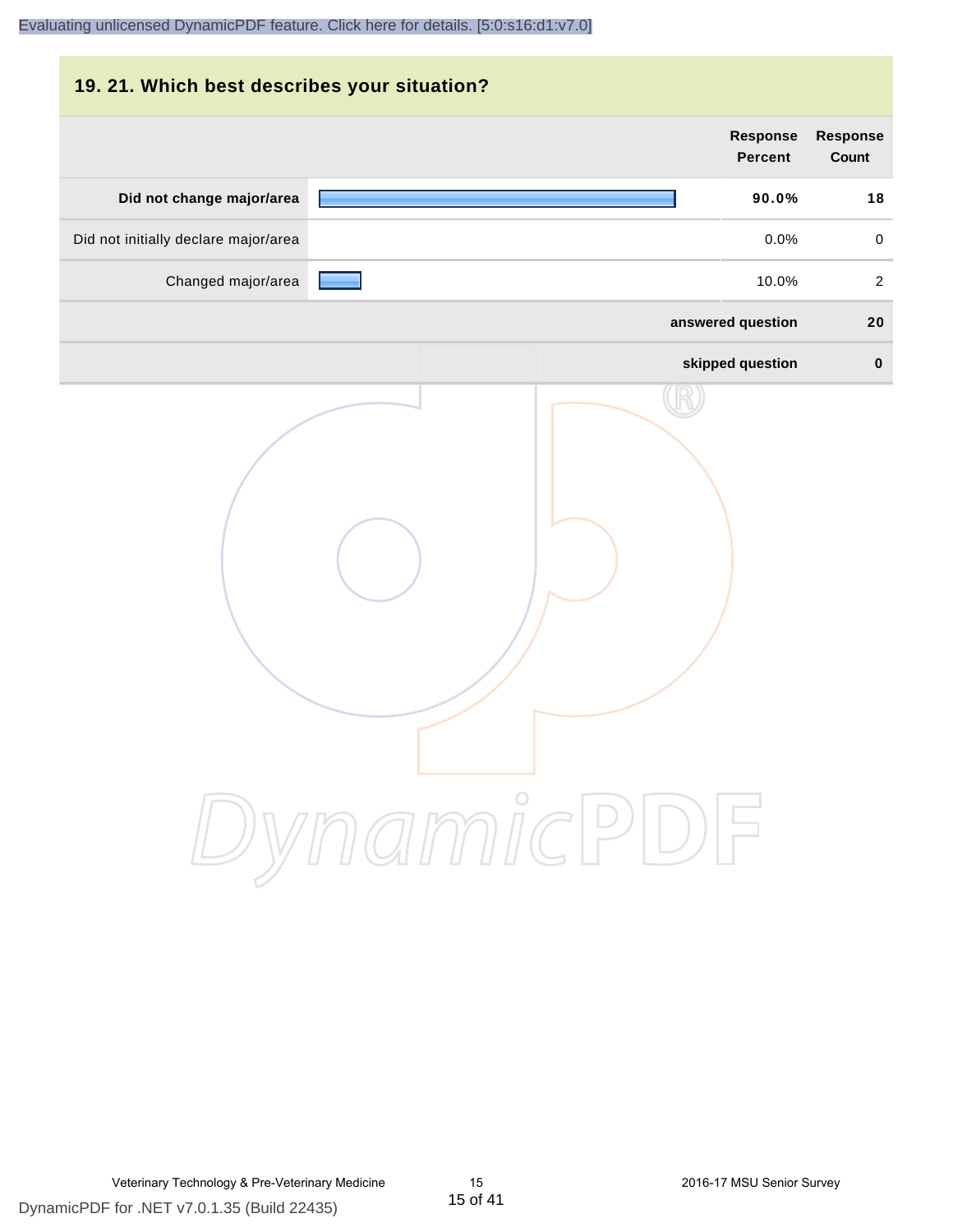## 19. 21. Which best describes your situation?

| | Response Percent | Response Count |
|---|---|---|
| **Did not change major/area** | **90.0%** | **18** |
| Did not initially declare major/area | 0.0% | 0 |
| Changed major/area | 10.0% | 2 |
| **answered question** | | **20** |
| **skipped question** | | **0** |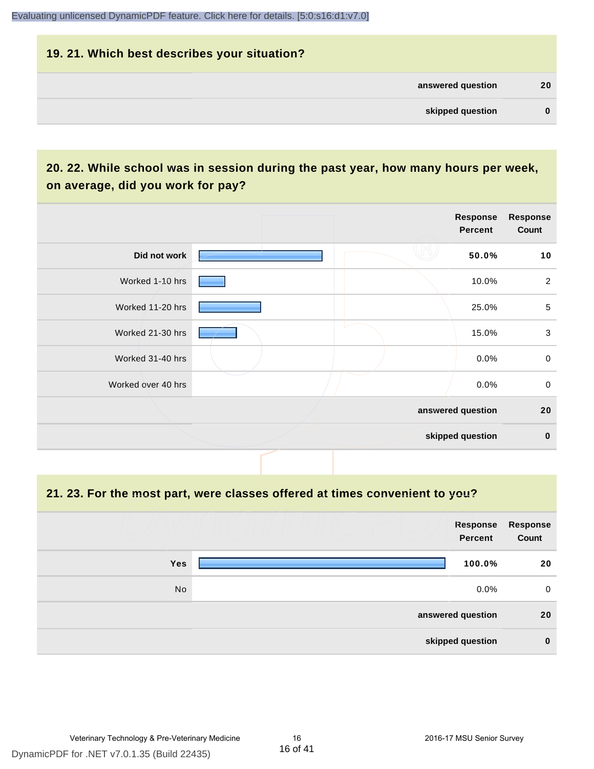Evaluating unlicensed DynamicPDF feature. Click here for details. [5:0:s16:d1:v7.0]

## 19. 21. Which best describes your situation?

| | |
|---|---|
| answered question | 20 |
| skipped question | 0 |

## 20. 22. While school was in session during the past year, how many hours per week, on average, did you work for pay?

| | Response Percent | Response Count |
|---|---|---|
| **Did not work** | **50.0%** | **10** |
| Worked 1-10 hrs | 10.0% | 2 |
| Worked 11-20 hrs | 25.0% | 5 |
| Worked 21-30 hrs | 15.0% | 3 |
| Worked 31-40 hrs | 0.0% | 0 |
| Worked over 40 hrs | 0.0% | 0 |
| | answered question | 20 |
| | skipped question | 0 |

## 21. 23. For the most part, were classes offered at times convenient to you?

| | Response Percent | Response Count |
|---|---|---|
| **Yes** | **100.0%** | **20** |
| No | 0.0% | 0 |
| | answered question | 20 |
| | skipped question | 0 |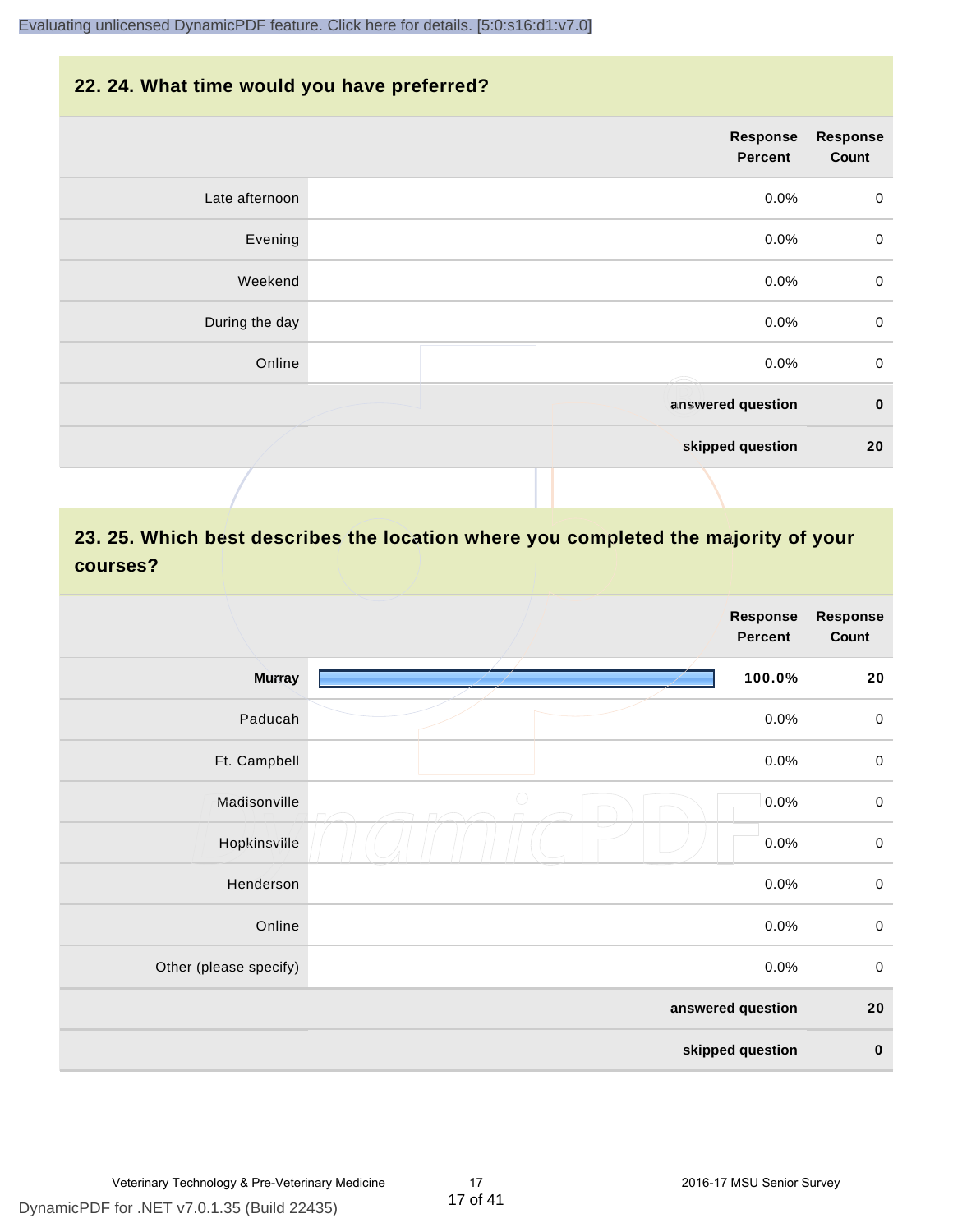## 22. 24. What time would you have preferred?

| | Response Percent | Response Count |
|---|---|---|
| Late afternoon | 0.0% | 0 |
| Evening | 0.0% | 0 |
| Weekend | 0.0% | 0 |
| During the day | 0.0% | 0 |
| Online | 0.0% | 0 |
| **answered question** | | **0** |
| **skipped question** | | **20** |

## 23. 25. Which best describes the location where you completed the majority of your courses?

| | Response Percent | Response Count |
|---|---|---|
| **Murray** | **100.0%** | **20** |
| Paducah | 0.0% | 0 |
| Ft. Campbell | 0.0% | 0 |
| Madisonville | 0.0% | 0 |
| Hopkinsville | 0.0% | 0 |
| Henderson | 0.0% | 0 |
| Online | 0.0% | 0 |
| Other (please specify) | 0.0% | 0 |
| **answered question** | | **20** |
| **skipped question** | | **0** |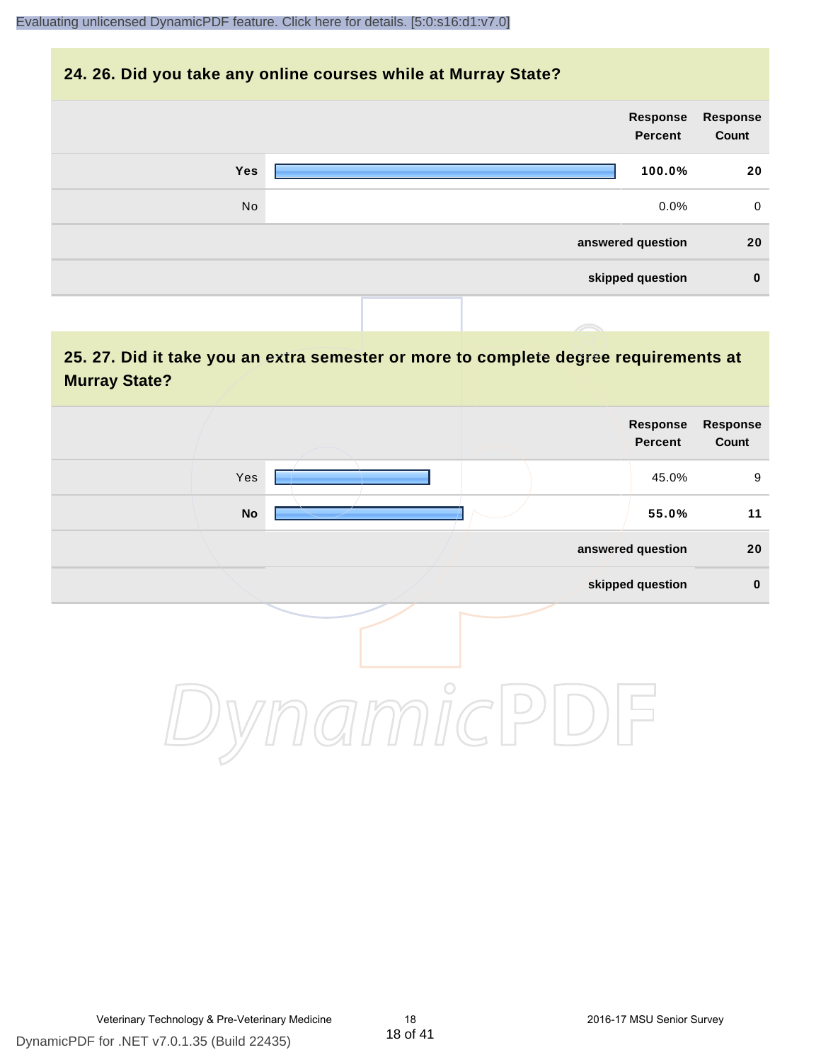## 24. 26. Did you take any online courses while at Murray State?

| | Response Percent | Response Count |
|---|---|---|
| **Yes** | **100.0%** | **20** |
| No | 0.0% | 0 |
| **answered question** | | **20** |
| **skipped question** | | **0** |

## 25. 27. Did it take you an extra semester or more to complete degree requirements at Murray State?

| | Response Percent | Response Count |
|---|---|---|
| Yes | 45.0% | 9 |
| **No** | **55.0%** | **11** |
| **answered question** | | **20** |
| **skipped question** | | **0** |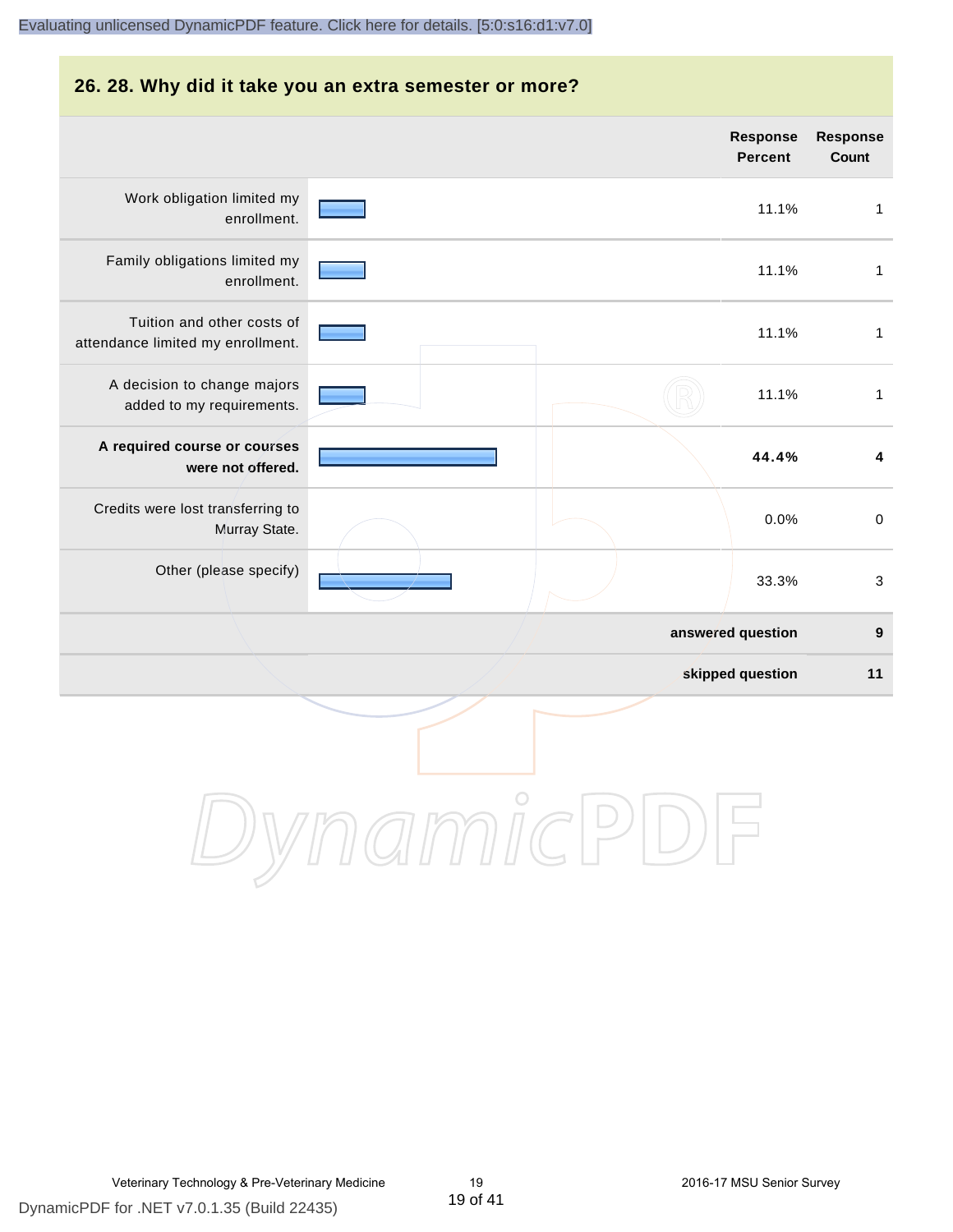## 26. 28. Why did it take you an extra semester or more?

| | Response Percent | Response Count |
|---|---|---|
| Work obligation limited my enrollment. | 11.1% | 1 |
| Family obligations limited my enrollment. | 11.1% | 1 |
| Tuition and other costs of attendance limited my enrollment. | 11.1% | 1 |
| A decision to change majors added to my requirements. | 11.1% | 1 |
| **A required course or courses were not offered.** | **44.4%** | **4** |
| Credits were lost transferring to Murray State. | 0.0% | 0 |
| Other (please specify) | 33.3% | 3 |
| **answered question** | | **9** |
| **skipped question** | | **11** |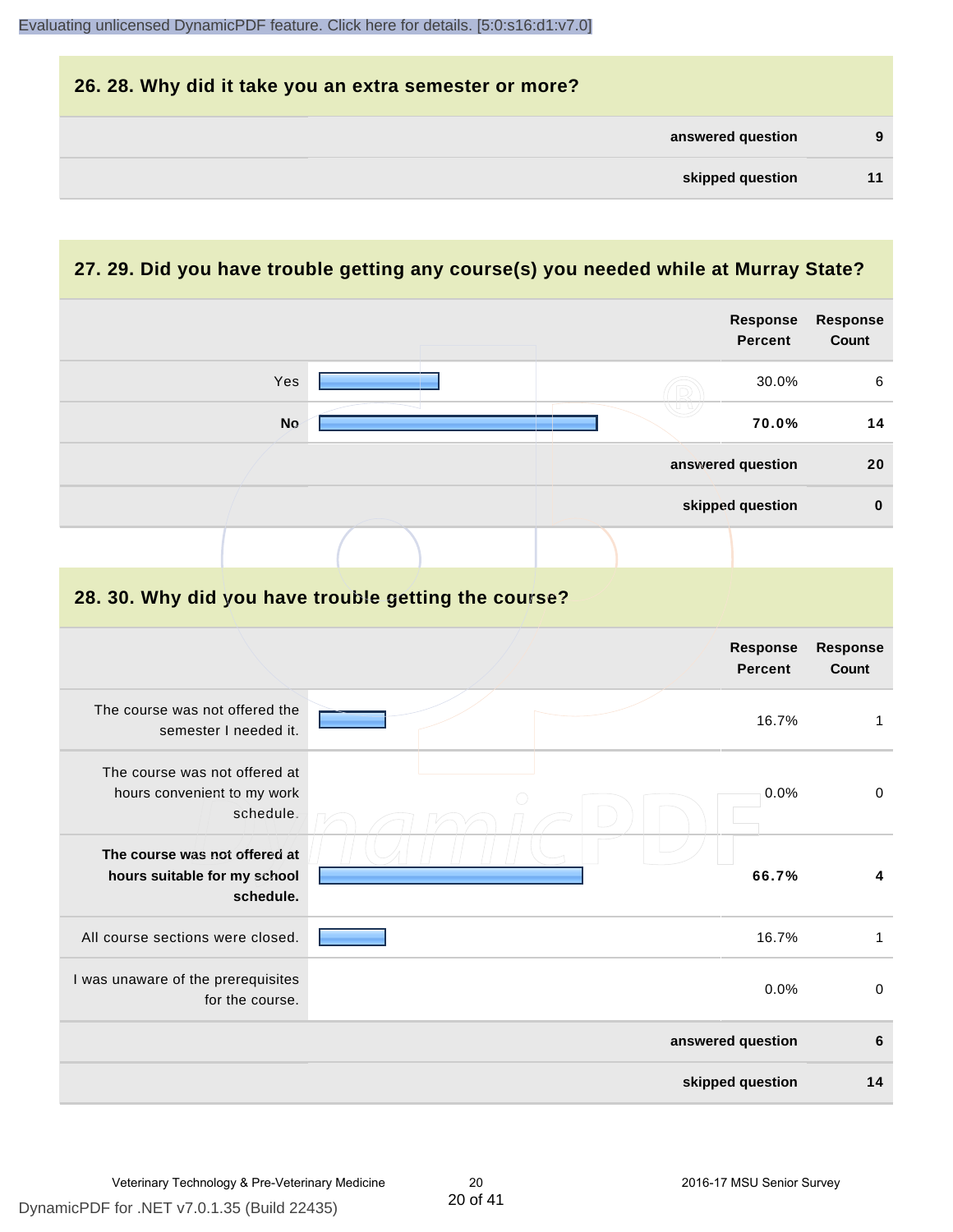## 26. 28. Why did it take you an extra semester or more?

| | |
|---|---|
| **answered question** | **9** |
| **skipped question** | **11** |

## 27. 29. Did you have trouble getting any course(s) you needed while at Murray State?

| | Response Percent | Response Count |
|---|---|---|
| Yes | 30.0% | 6 |
| **No** | **70.0%** | **14** |
| **answered question** | | **20** |
| **skipped question** | | **0** |

## 28. 30. Why did you have trouble getting the course?

| | Response Percent | Response Count |
|---|---|---|
| The course was not offered the semester I needed it. | 16.7% | 1 |
| The course was not offered at hours convenient to my work schedule. | 0.0% | 0 |
| **The course was not offered at hours suitable for my school schedule.** | **66.7%** | **4** |
| All course sections were closed. | 16.7% | 1 |
| I was unaware of the prerequisites for the course. | 0.0% | 0 |
| **answered question** | | **6** |
| **skipped question** | | **14** |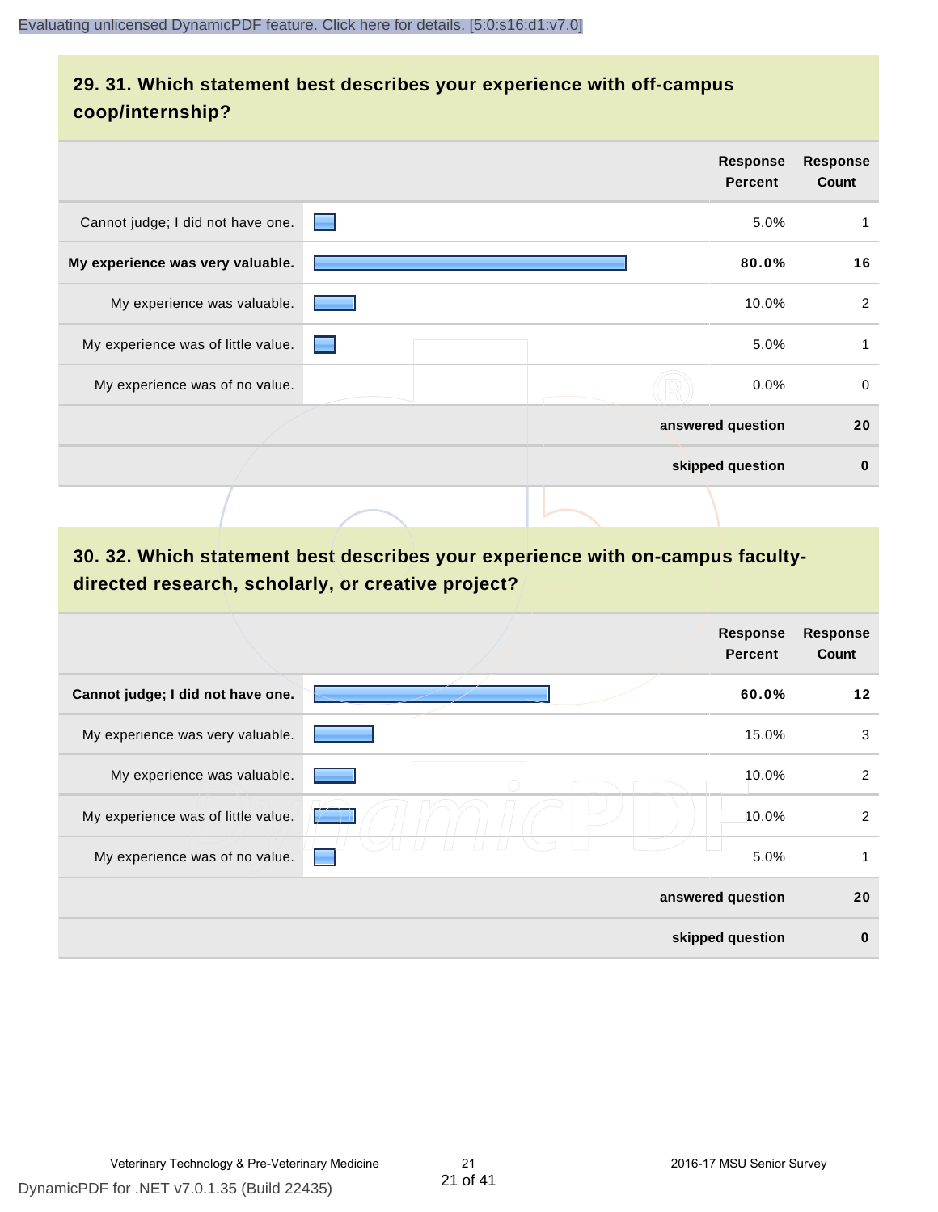## 29. 31. Which statement best describes your experience with off-campus coop/internship?

| | Response Percent | Response Count |
|---|---|---|
| Cannot judge; I did not have one. | 5.0% | 1 |
| **My experience was very valuable.** | **80.0%** | **16** |
| My experience was valuable. | 10.0% | 2 |
| My experience was of little value. | 5.0% | 1 |
| My experience was of no value. | 0.0% | 0 |
| **answered question** | | **20** |
| **skipped question** | | **0** |

## 30. 32. Which statement best describes your experience with on-campus faculty-directed research, scholarly, or creative project?

| | Response Percent | Response Count |
|---|---|---|
| **Cannot judge; I did not have one.** | **60.0%** | **12** |
| My experience was very valuable. | 15.0% | 3 |
| My experience was valuable. | 10.0% | 2 |
| My experience was of little value. | 10.0% | 2 |
| My experience was of no value. | 5.0% | 1 |
| **answered question** | | **20** |
| **skipped question** | | **0** |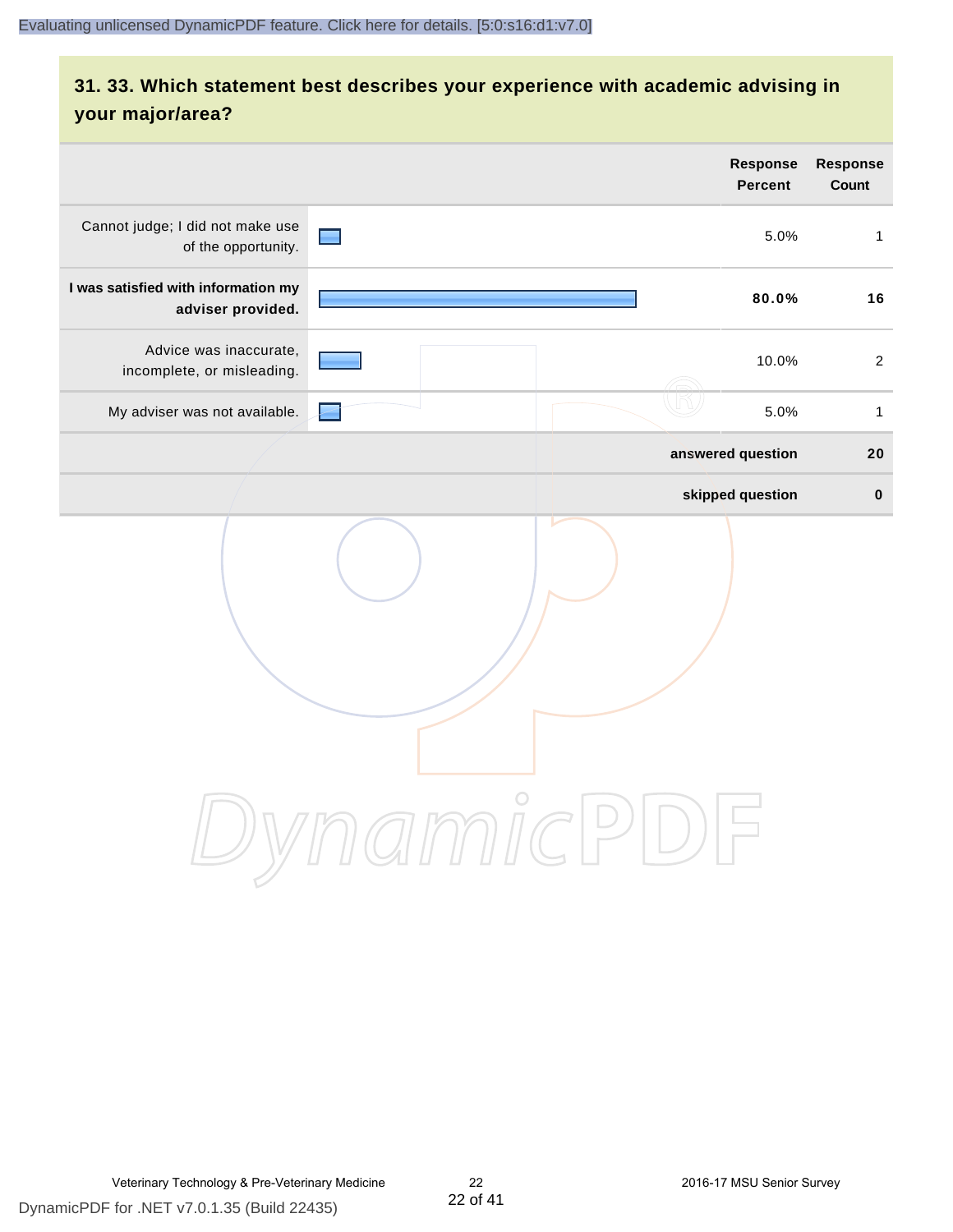## 31. 33. Which statement best describes your experience with academic advising in your major/area?

| | Response Percent | Response Count |
|---|---|---|
| Cannot judge; I did not make use of the opportunity. | 5.0% | 1 |
| **I was satisfied with information my adviser provided.** | **80.0%** | **16** |
| Advice was inaccurate, incomplete, or misleading. | 10.0% | 2 |
| My adviser was not available. | 5.0% | 1 |
| | **answered question** | **20** |
| | **skipped question** | **0** |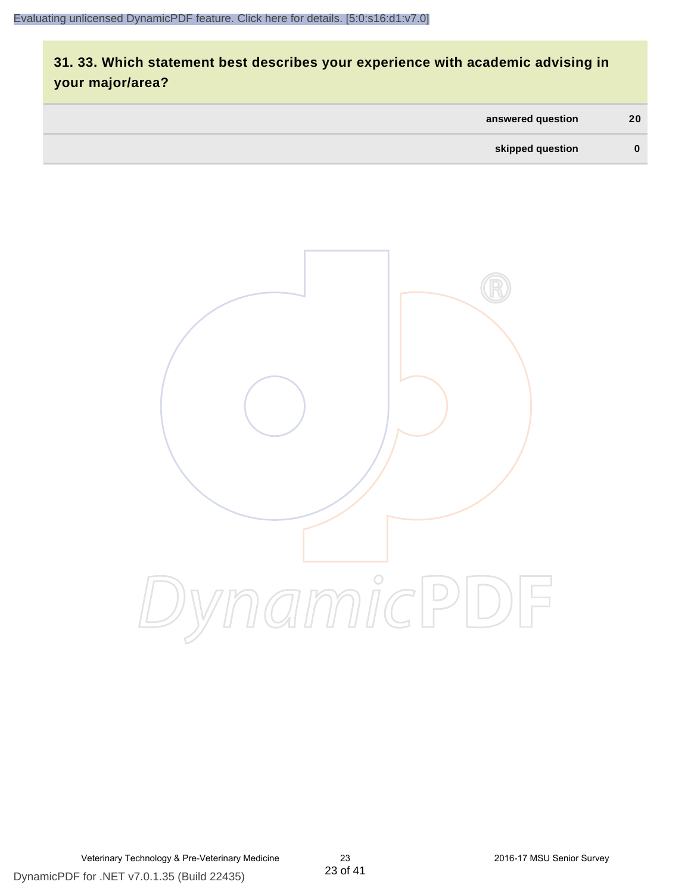## 31. 33. Which statement best describes your experience with academic advising in your major/area?

| | |
|---|---|
| answered question | 20 |
| skipped question | 0 |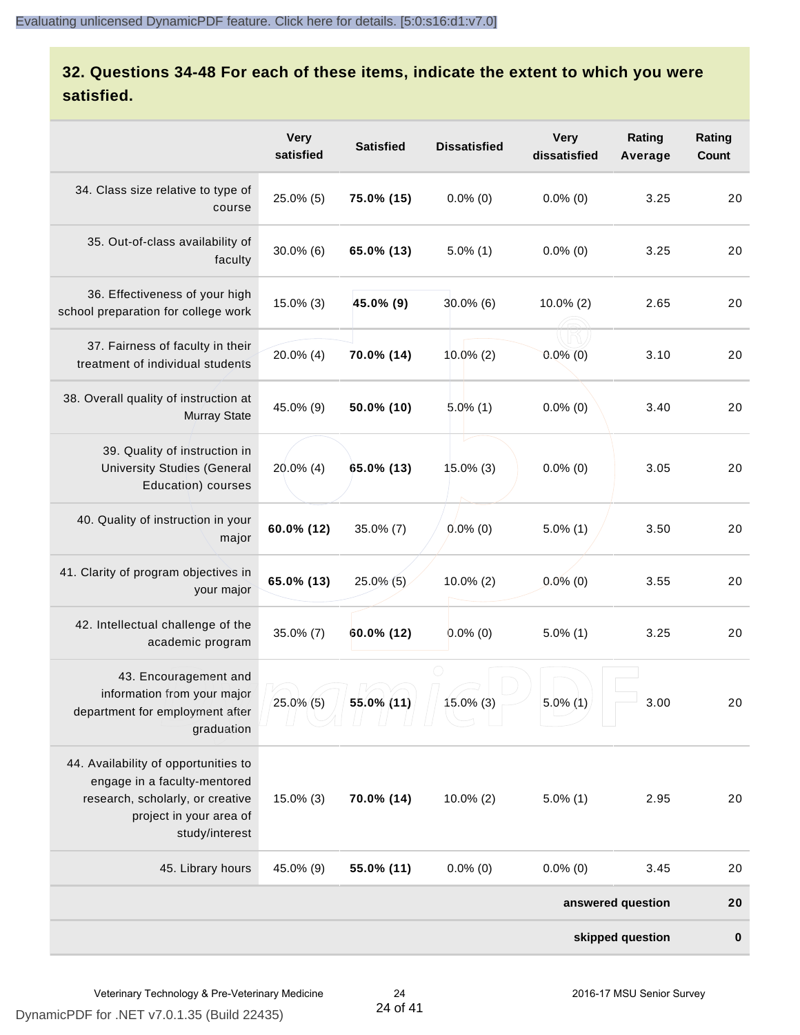## 32. Questions 34-48 For each of these items, indicate the extent to which you were satisfied.

| | Very satisfied | Satisfied | Dissatisfied | Very dissatisfied | Rating Average | Rating Count |
|---|---|---|---|---|---|---|
| 34. Class size relative to type of course | 25.0% (5) | **75.0% (15)** | 0.0% (0) | 0.0% (0) | 3.25 | 20 |
| 35. Out-of-class availability of faculty | 30.0% (6) | **65.0% (13)** | 5.0% (1) | 0.0% (0) | 3.25 | 20 |
| 36. Effectiveness of your high school preparation for college work | 15.0% (3) | **45.0% (9)** | 30.0% (6) | 10.0% (2) | 2.65 | 20 |
| 37. Fairness of faculty in their treatment of individual students | 20.0% (4) | **70.0% (14)** | 10.0% (2) | 0.0% (0) | 3.10 | 20 |
| 38. Overall quality of instruction at Murray State | 45.0% (9) | **50.0% (10)** | 5.0% (1) | 0.0% (0) | 3.40 | 20 |
| 39. Quality of instruction in University Studies (General Education) courses | 20.0% (4) | **65.0% (13)** | 15.0% (3) | 0.0% (0) | 3.05 | 20 |
| 40. Quality of instruction in your major | **60.0% (12)** | 35.0% (7) | 0.0% (0) | 5.0% (1) | 3.50 | 20 |
| 41. Clarity of program objectives in your major | **65.0% (13)** | 25.0% (5) | 10.0% (2) | 0.0% (0) | 3.55 | 20 |
| 42. Intellectual challenge of the academic program | 35.0% (7) | **60.0% (12)** | 0.0% (0) | 5.0% (1) | 3.25 | 20 |
| 43. Encouragement and information from your major department for employment after graduation | 25.0% (5) | **55.0% (11)** | 15.0% (3) | 5.0% (1) | 3.00 | 20 |
| 44. Availability of opportunities to engage in a faculty-mentored research, scholarly, or creative project in your area of study/interest | 15.0% (3) | **70.0% (14)** | 10.0% (2) | 5.0% (1) | 2.95 | 20 |
| 45. Library hours | 45.0% (9) | **55.0% (11)** | 0.0% (0) | 0.0% (0) | 3.45 | 20 |
| | | | | | **answered question** | **20** |
| | | | | | **skipped question** | **0** |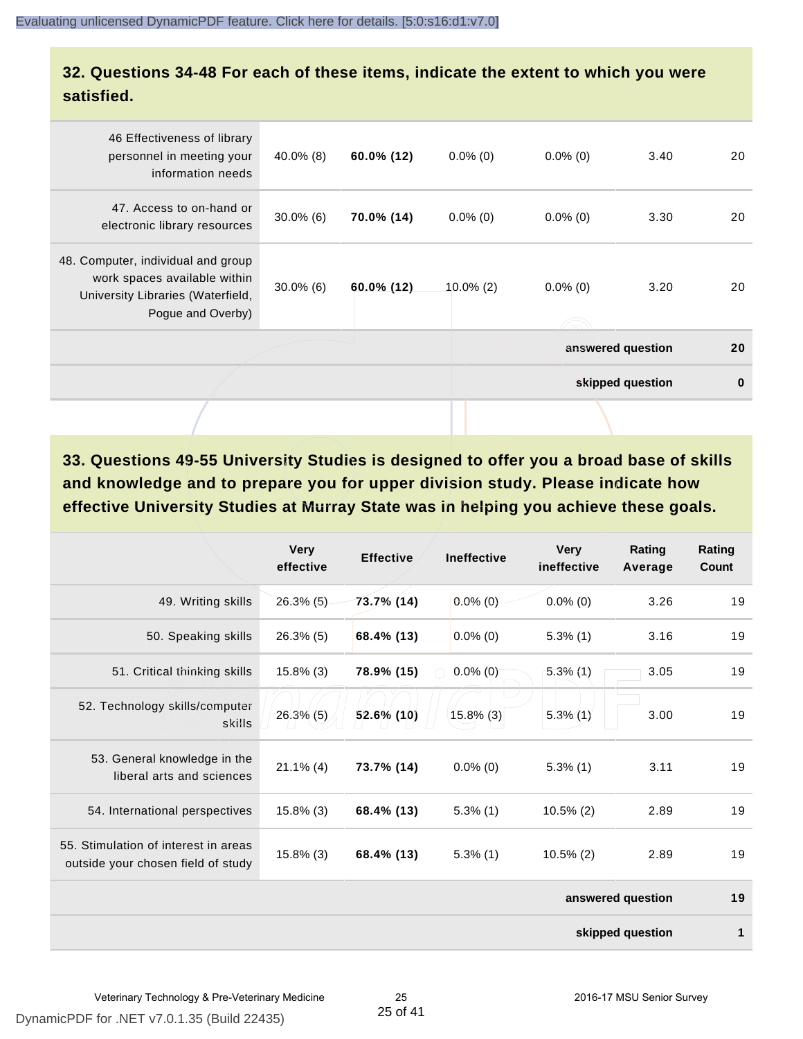## 32. Questions 34-48 For each of these items, indicate the extent to which you were satisfied.

| | | | | | | |
|---|---|---|---|---|---|---|
| 46 Effectiveness of library personnel in meeting your information needs | 40.0% (8) | **60.0% (12)** | 0.0% (0) | 0.0% (0) | 3.40 | 20 |
| 47. Access to on-hand or electronic library resources | 30.0% (6) | **70.0% (14)** | 0.0% (0) | 0.0% (0) | 3.30 | 20 |
| 48. Computer, individual and group work spaces available within University Libraries (Waterfield, Pogue and Overby) | 30.0% (6) | **60.0% (12)** | 10.0% (2) | 0.0% (0) | 3.20 | 20 |
| | | | | | **answered question** | **20** |
| | | | | | **skipped question** | **0** |

## 33. Questions 49-55 University Studies is designed to offer you a broad base of skills and knowledge and to prepare you for upper division study. Please indicate how effective University Studies at Murray State was in helping you achieve these goals.

| | Very effective | Effective | Ineffective | Very ineffective | Rating Average | Rating Count |
|---|---|---|---|---|---|---|
| 49. Writing skills | 26.3% (5) | **73.7% (14)** | 0.0% (0) | 0.0% (0) | 3.26 | 19 |
| 50. Speaking skills | 26.3% (5) | **68.4% (13)** | 0.0% (0) | 5.3% (1) | 3.16 | 19 |
| 51. Critical thinking skills | 15.8% (3) | **78.9% (15)** | 0.0% (0) | 5.3% (1) | 3.05 | 19 |
| 52. Technology skills/computer skills | 26.3% (5) | **52.6% (10)** | 15.8% (3) | 5.3% (1) | 3.00 | 19 |
| 53. General knowledge in the liberal arts and sciences | 21.1% (4) | **73.7% (14)** | 0.0% (0) | 5.3% (1) | 3.11 | 19 |
| 54. International perspectives | 15.8% (3) | **68.4% (13)** | 5.3% (1) | 10.5% (2) | 2.89 | 19 |
| 55. Stimulation of interest in areas outside your chosen field of study | 15.8% (3) | **68.4% (13)** | 5.3% (1) | 10.5% (2) | 2.89 | 19 |
| | | | | | **answered question** | **19** |
| | | | | | **skipped question** | **1** |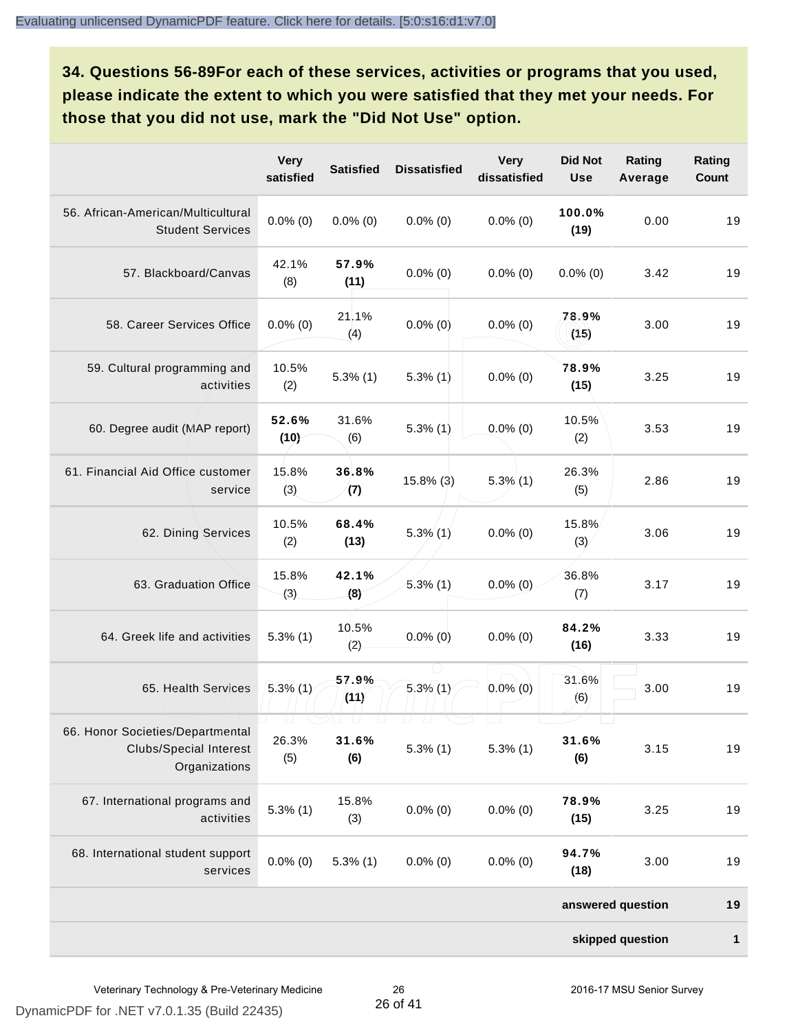**34. Questions 56-89For each of these services, activities or programs that you used, please indicate the extent to which you were satisfied that they met your needs. For those that you did not use, mark the "Did Not Use" option.**

| | Very satisfied | Satisfied | Dissatisfied | Very dissatisfied | Did Not Use | Rating Average | Rating Count |
|---|---|---|---|---|---|---|---|
| 56. African-American/Multicultural Student Services | 0.0% (0) | 0.0% (0) | 0.0% (0) | 0.0% (0) | **100.0% (19)** | 0.00 | 19 |
| 57. Blackboard/Canvas | 42.1% (8) | **57.9% (11)** | 0.0% (0) | 0.0% (0) | 0.0% (0) | 3.42 | 19 |
| 58. Career Services Office | 0.0% (0) | 21.1% (4) | 0.0% (0) | 0.0% (0) | **78.9% (15)** | 3.00 | 19 |
| 59. Cultural programming and activities | 10.5% (2) | 5.3% (1) | 5.3% (1) | 0.0% (0) | **78.9% (15)** | 3.25 | 19 |
| 60. Degree audit (MAP report) | **52.6% (10)** | 31.6% (6) | 5.3% (1) | 0.0% (0) | 10.5% (2) | 3.53 | 19 |
| 61. Financial Aid Office customer service | 15.8% (3) | **36.8% (7)** | 15.8% (3) | 5.3% (1) | 26.3% (5) | 2.86 | 19 |
| 62. Dining Services | 10.5% (2) | **68.4% (13)** | 5.3% (1) | 0.0% (0) | 15.8% (3) | 3.06 | 19 |
| 63. Graduation Office | 15.8% (3) | **42.1% (8)** | 5.3% (1) | 0.0% (0) | 36.8% (7) | 3.17 | 19 |
| 64. Greek life and activities | 5.3% (1) | 10.5% (2) | 0.0% (0) | 0.0% (0) | **84.2% (16)** | 3.33 | 19 |
| 65. Health Services | 5.3% (1) | **57.9% (11)** | 5.3% (1) | 0.0% (0) | 31.6% (6) | 3.00 | 19 |
| 66. Honor Societies/Departmental Clubs/Special Interest Organizations | 26.3% (5) | **31.6% (6)** | 5.3% (1) | 5.3% (1) | **31.6% (6)** | 3.15 | 19 |
| 67. International programs and activities | 5.3% (1) | 15.8% (3) | 0.0% (0) | 0.0% (0) | **78.9% (15)** | 3.25 | 19 |
| 68. International student support services | 0.0% (0) | 5.3% (1) | 0.0% (0) | 0.0% (0) | **94.7% (18)** | 3.00 | 19 |
| | | | | | | **answered question** | **19** |
| | | | | | | **skipped question** | **1** |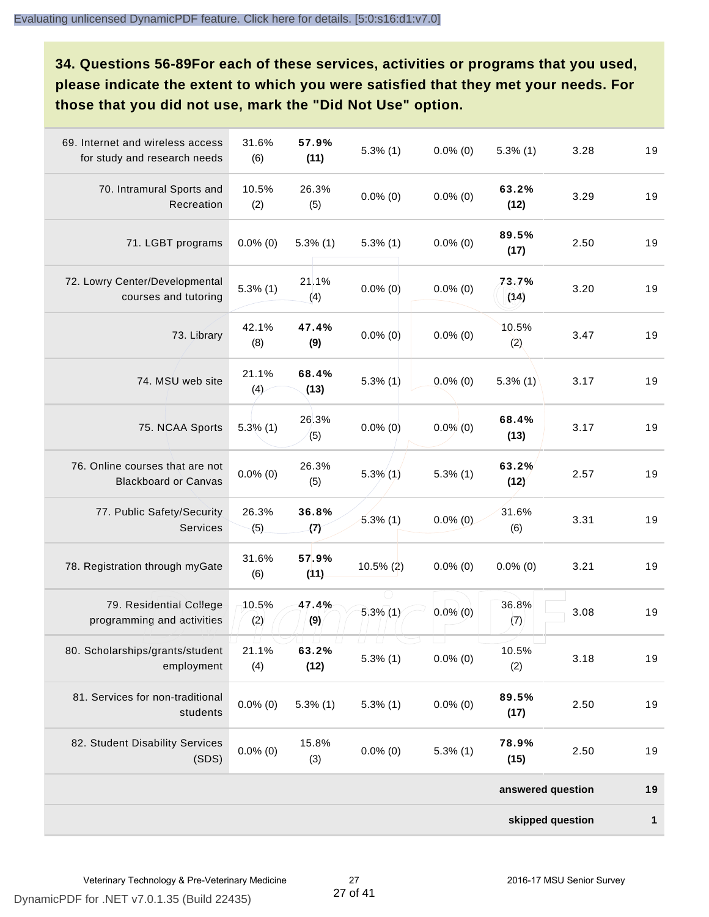**34. Questions 56-89For each of these services, activities or programs that you used, please indicate the extent to which you were satisfied that they met your needs. For those that you did not use, mark the "Did Not Use" option.**

| | | | | | | | |
|---|---|---|---|---|---|---|---|
| 69. Internet and wireless access for study and research needs | 31.6% (6) | **57.9% (11)** | 5.3% (1) | 0.0% (0) | 5.3% (1) | 3.28 | 19 |
| 70. Intramural Sports and Recreation | 10.5% (2) | 26.3% (5) | 0.0% (0) | 0.0% (0) | **63.2% (12)** | 3.29 | 19 |
| 71. LGBT programs | 0.0% (0) | 5.3% (1) | 5.3% (1) | 0.0% (0) | **89.5% (17)** | 2.50 | 19 |
| 72. Lowry Center/Developmental courses and tutoring | 5.3% (1) | 21.1% (4) | 0.0% (0) | 0.0% (0) | **73.7% (14)** | 3.20 | 19 |
| 73. Library | 42.1% (8) | **47.4% (9)** | 0.0% (0) | 0.0% (0) | 10.5% (2) | 3.47 | 19 |
| 74. MSU web site | 21.1% (4) | **68.4% (13)** | 5.3% (1) | 0.0% (0) | 5.3% (1) | 3.17 | 19 |
| 75. NCAA Sports | 5.3% (1) | 26.3% (5) | 0.0% (0) | 0.0% (0) | **68.4% (13)** | 3.17 | 19 |
| 76. Online courses that are not Blackboard or Canvas | 0.0% (0) | 26.3% (5) | 5.3% (1) | 5.3% (1) | **63.2% (12)** | 2.57 | 19 |
| 77. Public Safety/Security Services | 26.3% (5) | **36.8% (7)** | 5.3% (1) | 0.0% (0) | 31.6% (6) | 3.31 | 19 |
| 78. Registration through myGate | 31.6% (6) | **57.9% (11)** | 10.5% (2) | 0.0% (0) | 0.0% (0) | 3.21 | 19 |
| 79. Residential College programming and activities | 10.5% (2) | **47.4% (9)** | 5.3% (1) | 0.0% (0) | 36.8% (7) | 3.08 | 19 |
| 80. Scholarships/grants/student employment | 21.1% (4) | **63.2% (12)** | 5.3% (1) | 0.0% (0) | 10.5% (2) | 3.18 | 19 |
| 81. Services for non-traditional students | 0.0% (0) | 5.3% (1) | 5.3% (1) | 0.0% (0) | **89.5% (17)** | 2.50 | 19 |
| 82. Student Disability Services (SDS) | 0.0% (0) | 15.8% (3) | 0.0% (0) | 5.3% (1) | **78.9% (15)** | 2.50 | 19 |
| | | | | | | **answered question** | **19** |
| | | | | | | **skipped question** | **1** |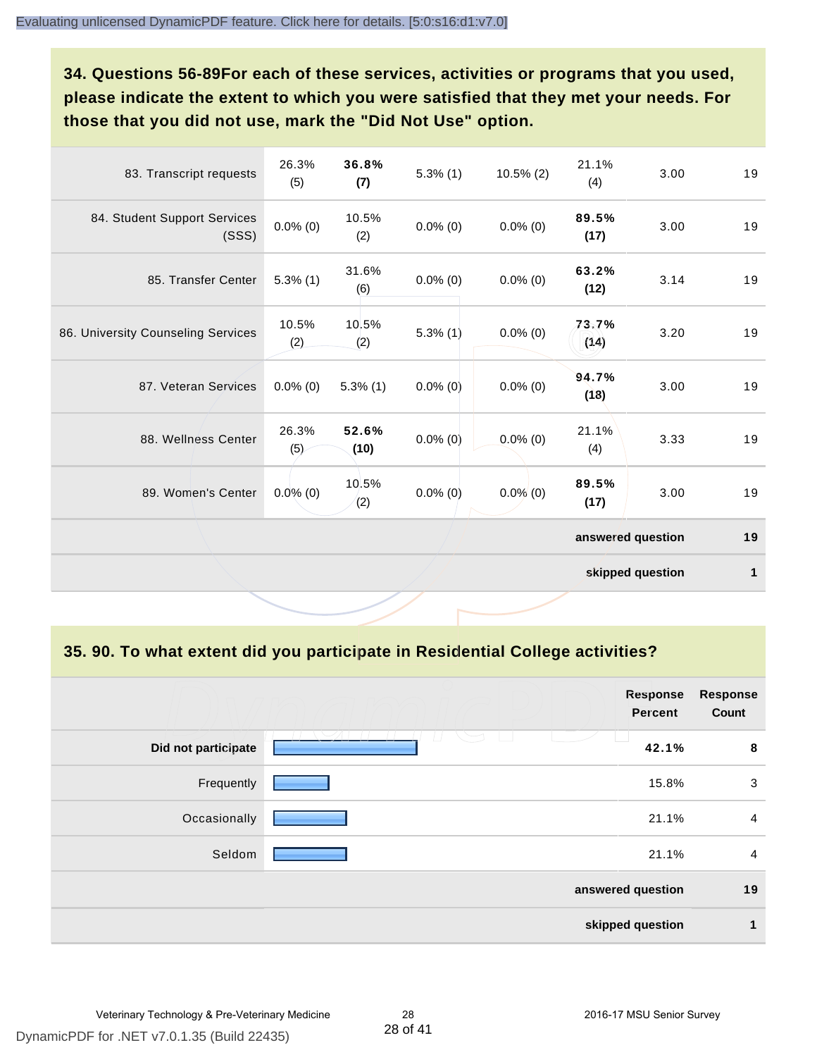## 34. Questions 56-89For each of these services, activities or programs that you used, please indicate the extent to which you were satisfied that they met your needs. For those that you did not use, mark the "Did Not Use" option.

| | | | | | | | |
|---|---|---|---|---|---|---|---|
| 83. Transcript requests | 26.3% (5) | **36.8% (7)** | 5.3% (1) | 10.5% (2) | 21.1% (4) | 3.00 | 19 |
| 84. Student Support Services (SSS) | 0.0% (0) | 10.5% (2) | 0.0% (0) | 0.0% (0) | **89.5% (17)** | 3.00 | 19 |
| 85. Transfer Center | 5.3% (1) | 31.6% (6) | 0.0% (0) | 0.0% (0) | **63.2% (12)** | 3.14 | 19 |
| 86. University Counseling Services | 10.5% (2) | 10.5% (2) | 5.3% (1) | 0.0% (0) | **73.7% (14)** | 3.20 | 19 |
| 87. Veteran Services | 0.0% (0) | 5.3% (1) | 0.0% (0) | 0.0% (0) | **94.7% (18)** | 3.00 | 19 |
| 88. Wellness Center | 26.3% (5) | **52.6% (10)** | 0.0% (0) | 0.0% (0) | 21.1% (4) | 3.33 | 19 |
| 89. Women's Center | 0.0% (0) | 10.5% (2) | 0.0% (0) | 0.0% (0) | **89.5% (17)** | 3.00 | 19 |
| | | | | | | **answered question** | **19** |
| | | | | | | **skipped question** | **1** |

## 35. 90. To what extent did you participate in Residential College activities?

| | Response Percent | Response Count |
|---|---|---|
| **Did not participate** | **42.1%** | **8** |
| Frequently | 15.8% | 3 |
| Occasionally | 21.1% | 4 |
| Seldom | 21.1% | 4 |
| **answered question** | | **19** |
| **skipped question** | | **1** |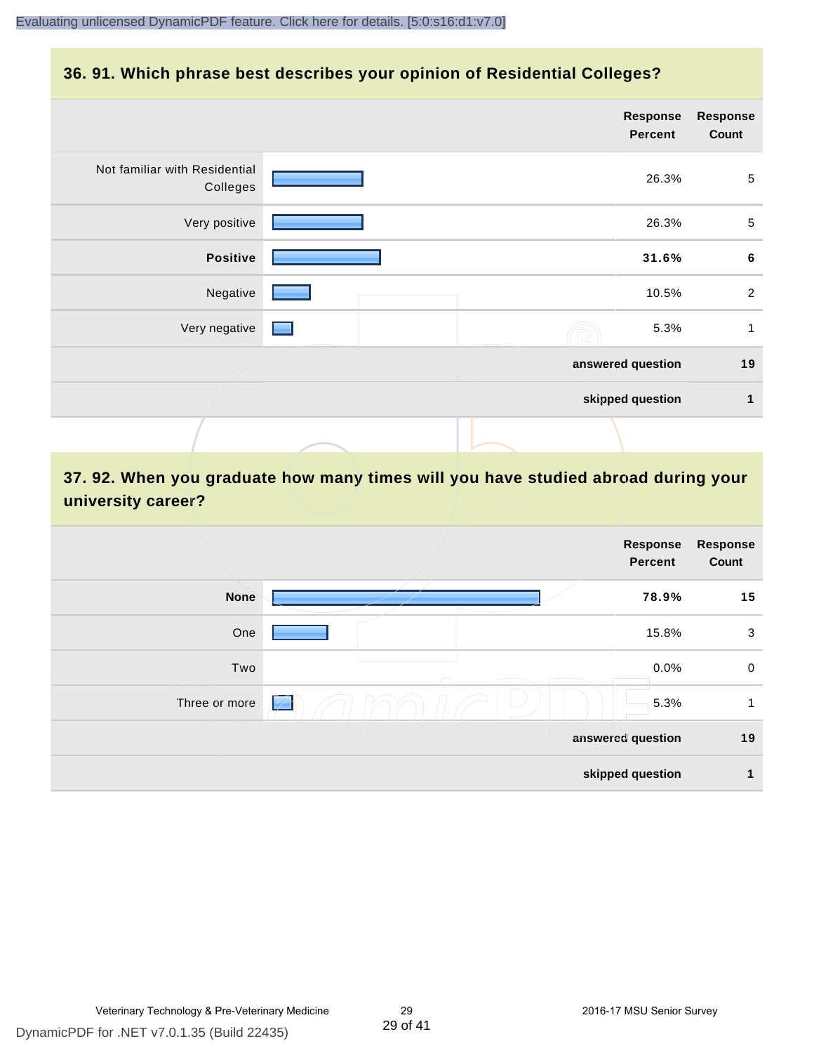## 36. 91. Which phrase best describes your opinion of Residential Colleges?

| | Response Percent | Response Count |
|---|---|---|
| Not familiar with Residential Colleges | 26.3% | 5 |
| Very positive | 26.3% | 5 |
| **Positive** | **31.6%** | **6** |
| Negative | 10.5% | 2 |
| Very negative | 5.3% | 1 |
| **answered question** | | **19** |
| **skipped question** | | **1** |

## 37. 92. When you graduate how many times will you have studied abroad during your university career?

| | Response Percent | Response Count |
|---|---|---|
| **None** | **78.9%** | **15** |
| One | 15.8% | 3 |
| Two | 0.0% | 0 |
| Three or more | 5.3% | 1 |
| **answered question** | | **19** |
| **skipped question** | | **1** |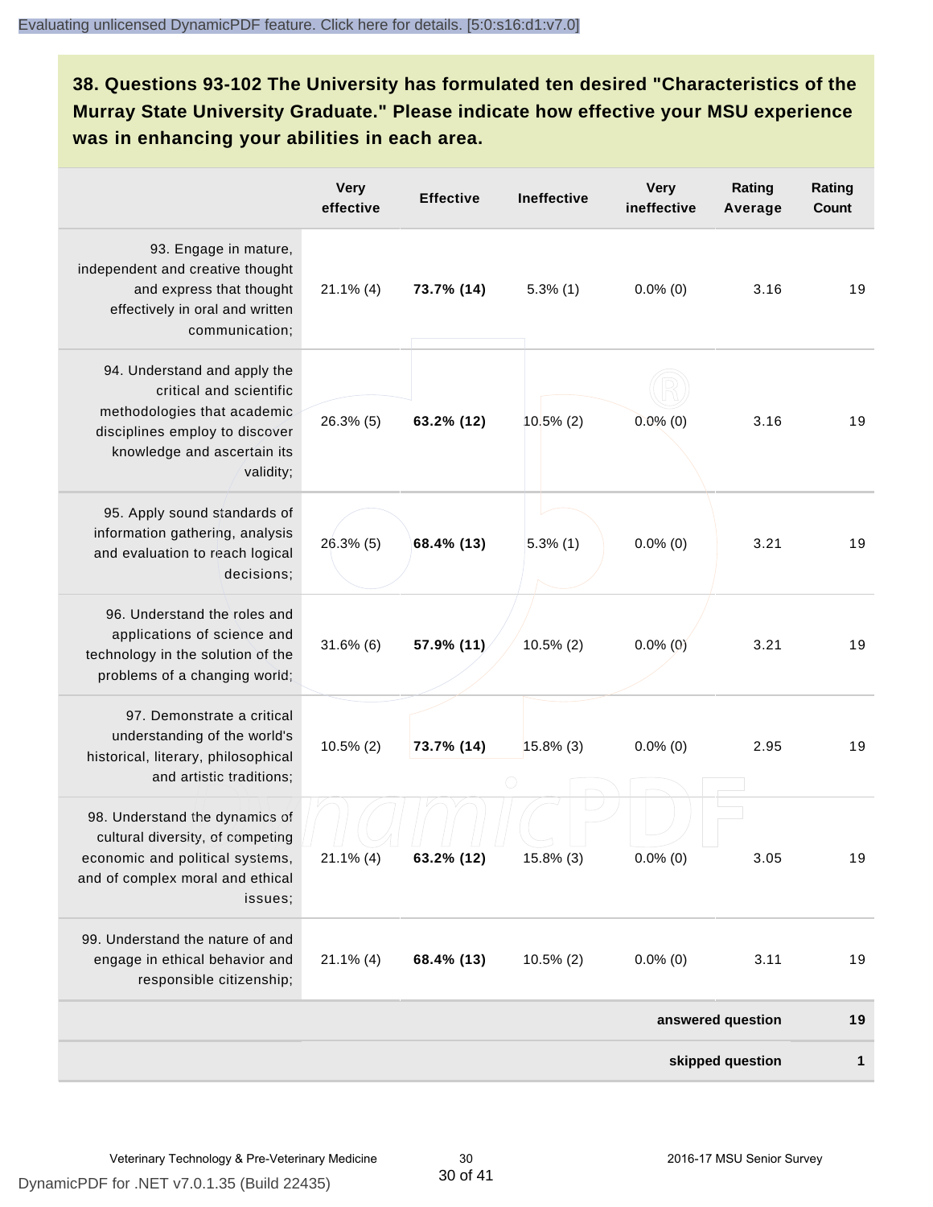**38. Questions 93-102 The University has formulated ten desired "Characteristics of the Murray State University Graduate." Please indicate how effective your MSU experience was in enhancing your abilities in each area.**

| | Very effective | Effective | Ineffective | Very ineffective | Rating Average | Rating Count |
|---|---|---|---|---|---|---|
| 93. Engage in mature, independent and creative thought and express that thought effectively in oral and written communication; | 21.1% (4) | **73.7% (14)** | 5.3% (1) | 0.0% (0) | 3.16 | 19 |
| 94. Understand and apply the critical and scientific methodologies that academic disciplines employ to discover knowledge and ascertain its validity; | 26.3% (5) | **63.2% (12)** | 10.5% (2) | 0.0% (0) | 3.16 | 19 |
| 95. Apply sound standards of information gathering, analysis and evaluation to reach logical decisions; | 26.3% (5) | **68.4% (13)** | 5.3% (1) | 0.0% (0) | 3.21 | 19 |
| 96. Understand the roles and applications of science and technology in the solution of the problems of a changing world; | 31.6% (6) | **57.9% (11)** | 10.5% (2) | 0.0% (0) | 3.21 | 19 |
| 97. Demonstrate a critical understanding of the world's historical, literary, philosophical and artistic traditions; | 10.5% (2) | **73.7% (14)** | 15.8% (3) | 0.0% (0) | 2.95 | 19 |
| 98. Understand the dynamics of cultural diversity, of competing economic and political systems, and of complex moral and ethical issues; | 21.1% (4) | **63.2% (12)** | 15.8% (3) | 0.0% (0) | 3.05 | 19 |
| 99. Understand the nature of and engage in ethical behavior and responsible citizenship; | 21.1% (4) | **68.4% (13)** | 10.5% (2) | 0.0% (0) | 3.11 | 19 |
| | | | | | **answered question** | **19** |
| | | | | | **skipped question** | **1** |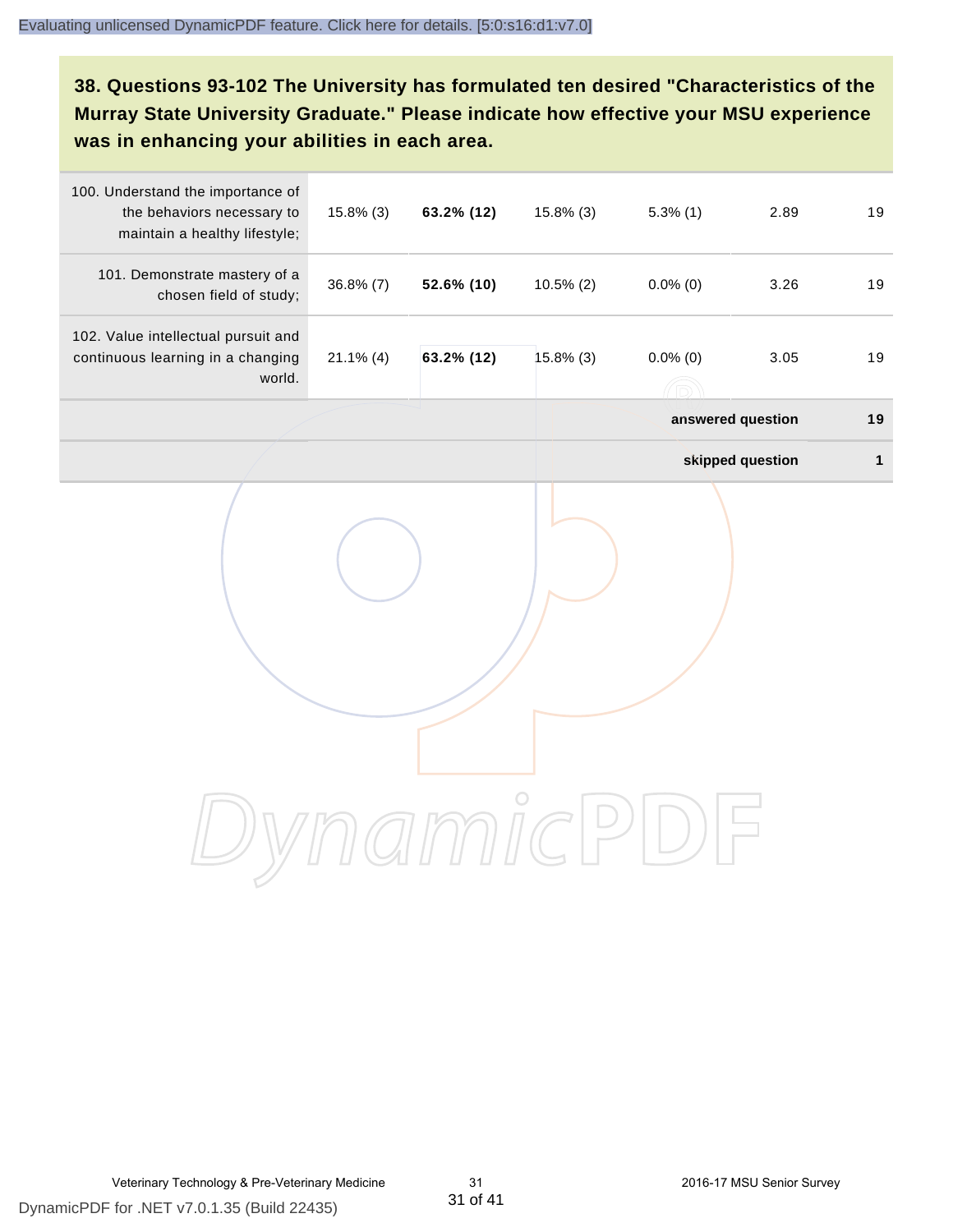### 38. Questions 93-102 The University has formulated ten desired "Characteristics of the Murray State University Graduate." Please indicate how effective your MSU experience was in enhancing your abilities in each area.

| | | | | | | |
|---|---|---|---|---|---|---|
| 100. Understand the importance of the behaviors necessary to maintain a healthy lifestyle; | 15.8% (3) | **63.2% (12)** | 15.8% (3) | 5.3% (1) | 2.89 | 19 |
| 101. Demonstrate mastery of a chosen field of study; | 36.8% (7) | **52.6% (10)** | 10.5% (2) | 0.0% (0) | 3.26 | 19 |
| 102. Value intellectual pursuit and continuous learning in a changing world. | 21.1% (4) | **63.2% (12)** | 15.8% (3) | 0.0% (0) | 3.05 | 19 |
| | | | | | **answered question** | **19** |
| | | | | | **skipped question** | **1** |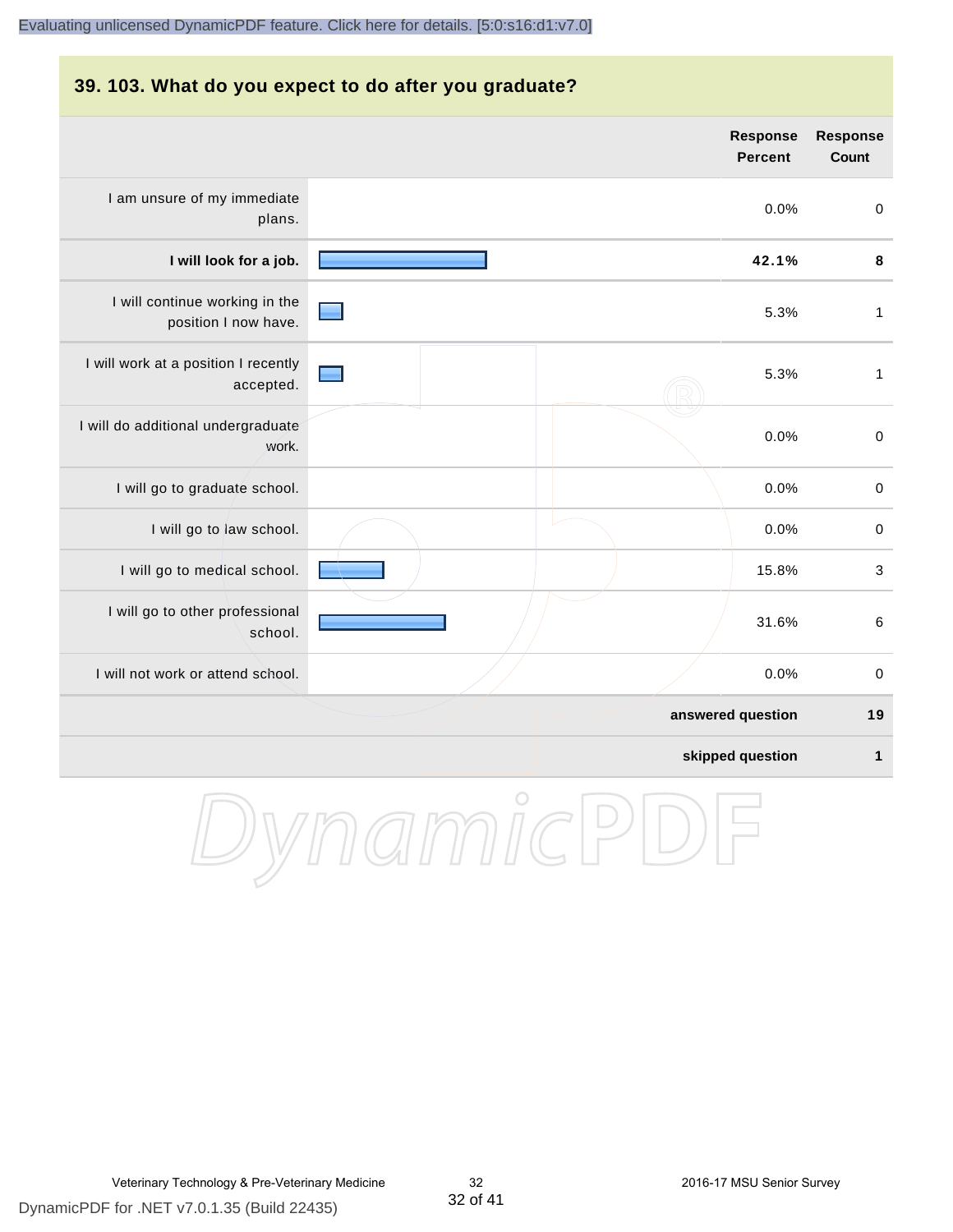## 39. 103. What do you expect to do after you graduate?

| | Response Percent | Response Count |
|---|---|---|
| I am unsure of my immediate plans. | 0.0% | 0 |
| **I will look for a job.** | **42.1%** | **8** |
| I will continue working in the position I now have. | 5.3% | 1 |
| I will work at a position I recently accepted. | 5.3% | 1 |
| I will do additional undergraduate work. | 0.0% | 0 |
| I will go to graduate school. | 0.0% | 0 |
| I will go to law school. | 0.0% | 0 |
| I will go to medical school. | 15.8% | 3 |
| I will go to other professional school. | 31.6% | 6 |
| I will not work or attend school. | 0.0% | 0 |
| | **answered question** | **19** |
| | **skipped question** | **1** |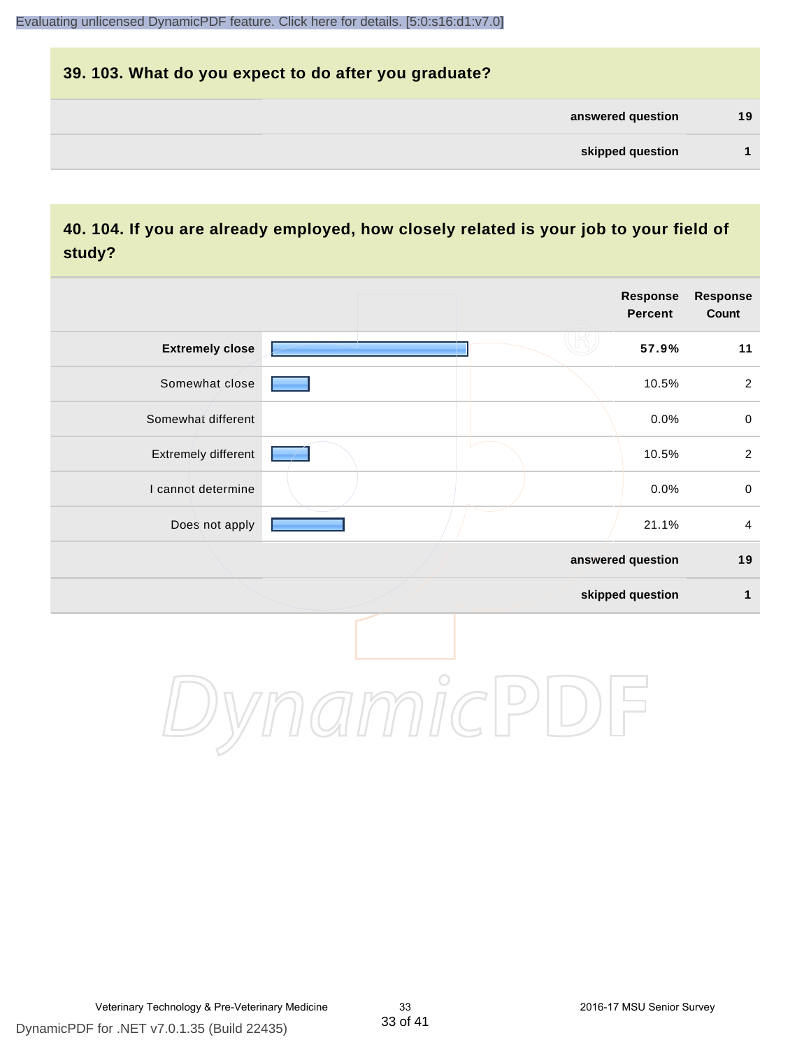## 39. 103. What do you expect to do after you graduate?

| | |
|---|---|
| answered question | 19 |
| skipped question | 1 |

## 40. 104. If you are already employed, how closely related is your job to your field of study?

| | Response Percent | Response Count |
|---|---|---|
| **Extremely close** | **57.9%** | **11** |
| Somewhat close | 10.5% | 2 |
| Somewhat different | 0.0% | 0 |
| Extremely different | 10.5% | 2 |
| I cannot determine | 0.0% | 0 |
| Does not apply | 21.1% | 4 |
| answered question | | 19 |
| skipped question | | 1 |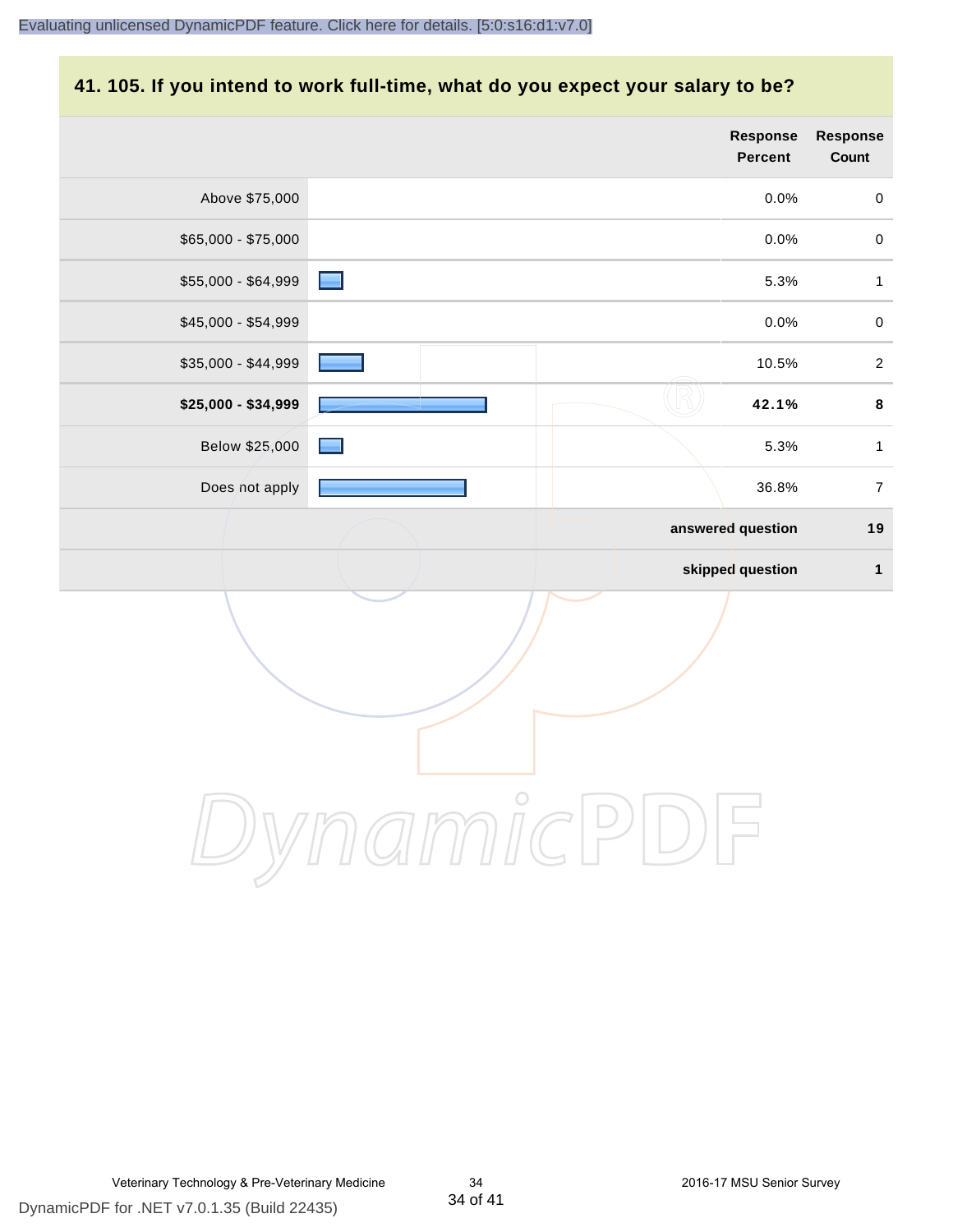## 41. 105. If you intend to work full-time, what do you expect your salary to be?

| | Response Percent | Response Count |
|---|---|---|
| Above $75,000 | 0.0% | 0 |
| $65,000 - $75,000 | 0.0% | 0 |
| $55,000 - $64,999 | 5.3% | 1 |
| $45,000 - $54,999 | 0.0% | 0 |
| $35,000 - $44,999 | 10.5% | 2 |
| **$25,000 - $34,999** | **42.1%** | **8** |
| Below $25,000 | 5.3% | 1 |
| Does not apply | 36.8% | 7 |
| | **answered question** | **19** |
| | **skipped question** | **1** |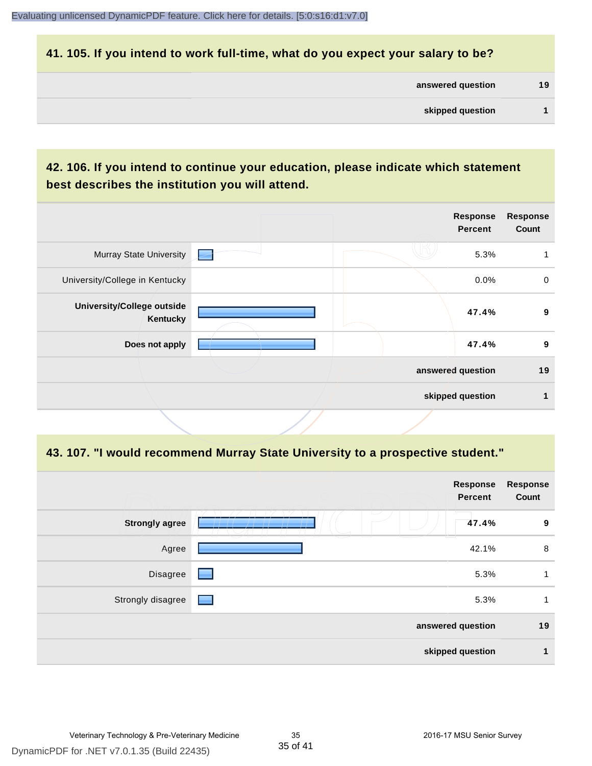## 41. 105. If you intend to work full-time, what do you expect your salary to be?

| | |
|---|---|
| **answered question** | **19** |
| **skipped question** | **1** |

## 42. 106. If you intend to continue your education, please indicate which statement best describes the institution you will attend.

| | Response Percent | Response Count |
|---|---|---|
| Murray State University | 5.3% | 1 |
| University/College in Kentucky | 0.0% | 0 |
| **University/College outside Kentucky** | **47.4%** | **9** |
| **Does not apply** | **47.4%** | **9** |
| **answered question** | | **19** |
| **skipped question** | | **1** |

## 43. 107. "I would recommend Murray State University to a prospective student."

| | Response Percent | Response Count |
|---|---|---|
| **Strongly agree** | **47.4%** | **9** |
| Agree | 42.1% | 8 |
| Disagree | 5.3% | 1 |
| Strongly disagree | 5.3% | 1 |
| **answered question** | | **19** |
| **skipped question** | | **1** |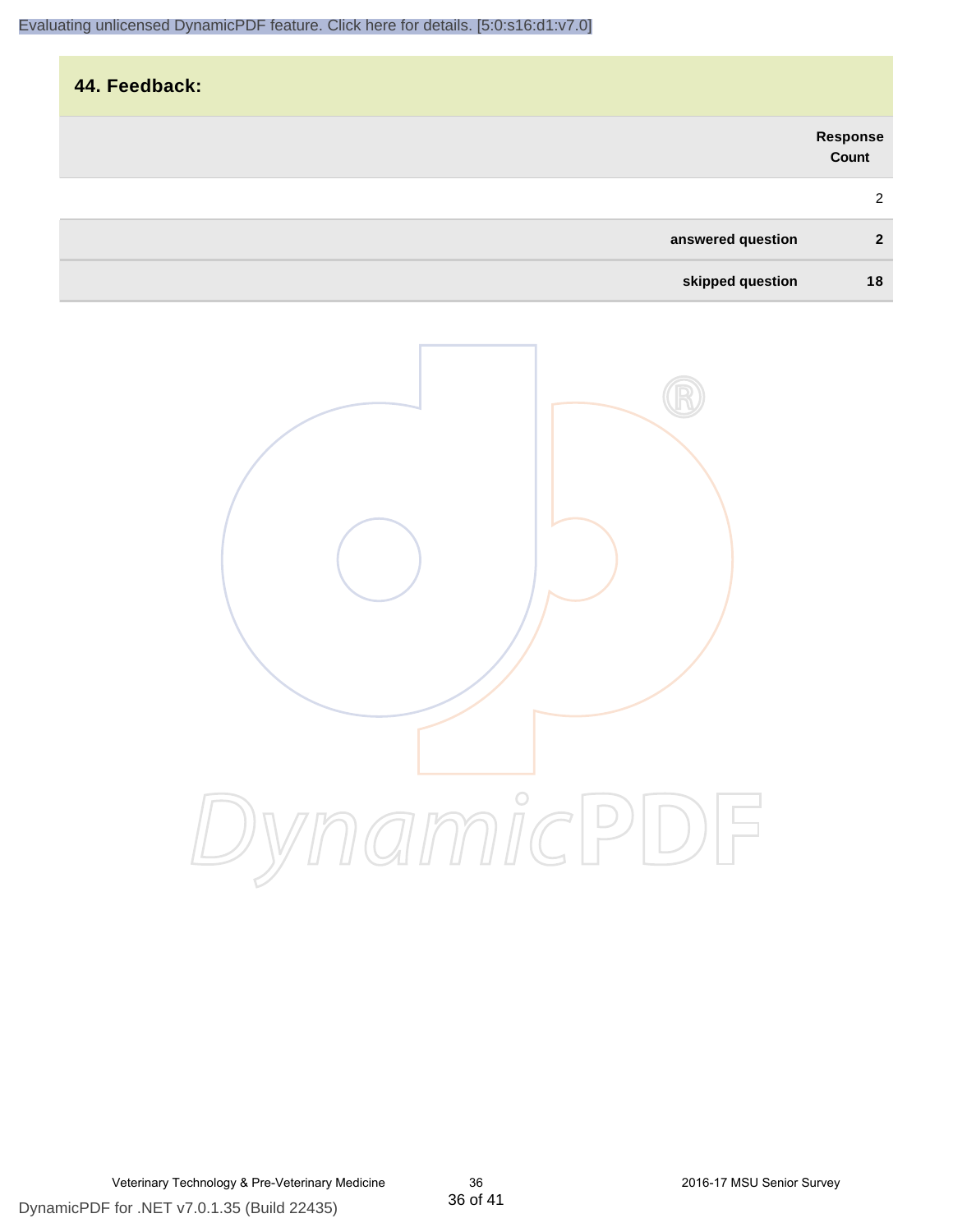## 44. Feedback:

| | Response Count |
|---|---|
| | 2 |
| **answered question** | **2** |
| **skipped question** | **18** |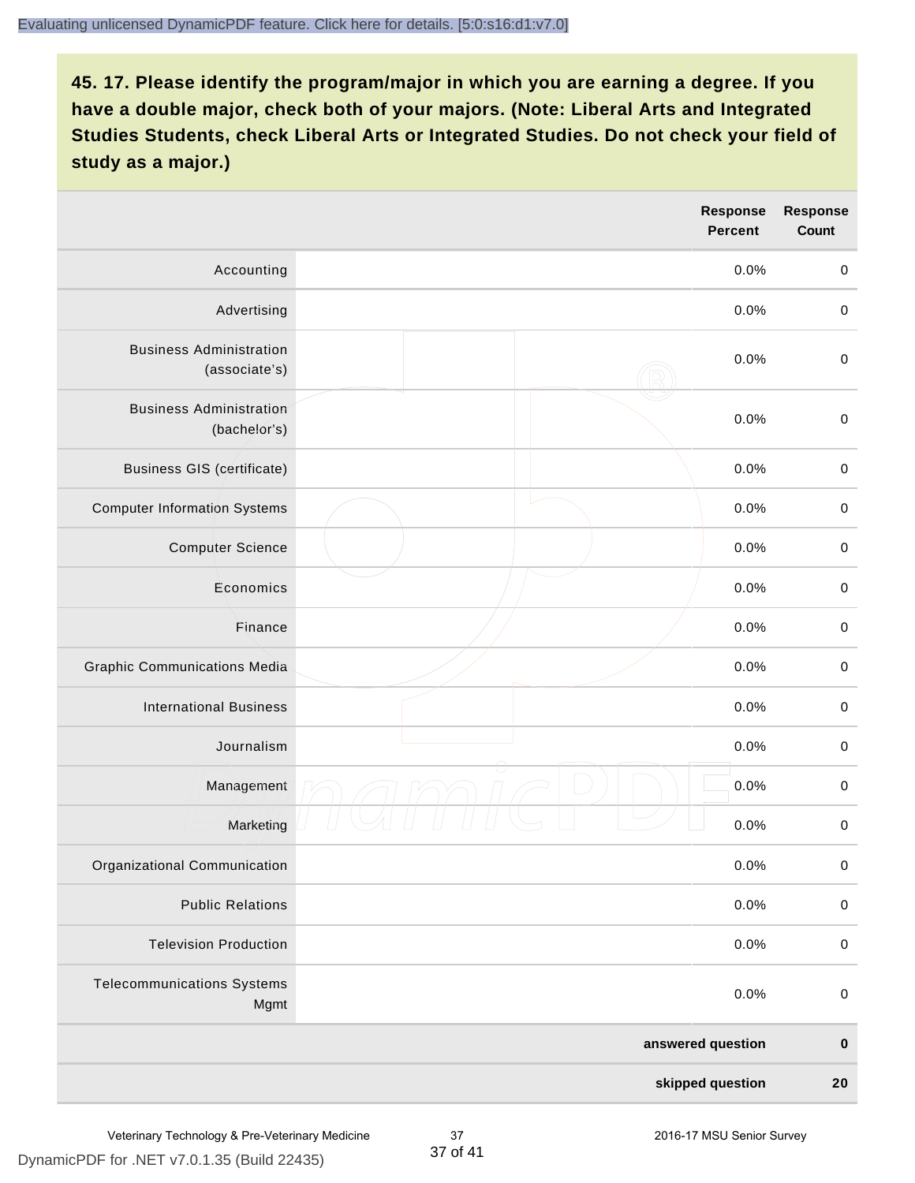## 45. 17. Please identify the program/major in which you are earning a degree. If you have a double major, check both of your majors. (Note: Liberal Arts and Integrated Studies Students, check Liberal Arts or Integrated Studies. Do not check your field of study as a major.)

| | Response Percent | Response Count |
|---|---|---|
| Accounting | 0.0% | 0 |
| Advertising | 0.0% | 0 |
| Business Administration (associate's) | 0.0% | 0 |
| Business Administration (bachelor's) | 0.0% | 0 |
| Business GIS (certificate) | 0.0% | 0 |
| Computer Information Systems | 0.0% | 0 |
| Computer Science | 0.0% | 0 |
| Economics | 0.0% | 0 |
| Finance | 0.0% | 0 |
| Graphic Communications Media | 0.0% | 0 |
| International Business | 0.0% | 0 |
| Journalism | 0.0% | 0 |
| Management | 0.0% | 0 |
| Marketing | 0.0% | 0 |
| Organizational Communication | 0.0% | 0 |
| Public Relations | 0.0% | 0 |
| Television Production | 0.0% | 0 |
| Telecommunications Systems Mgmt | 0.0% | 0 |
| | **answered question** | **0** |
| | **skipped question** | **20** |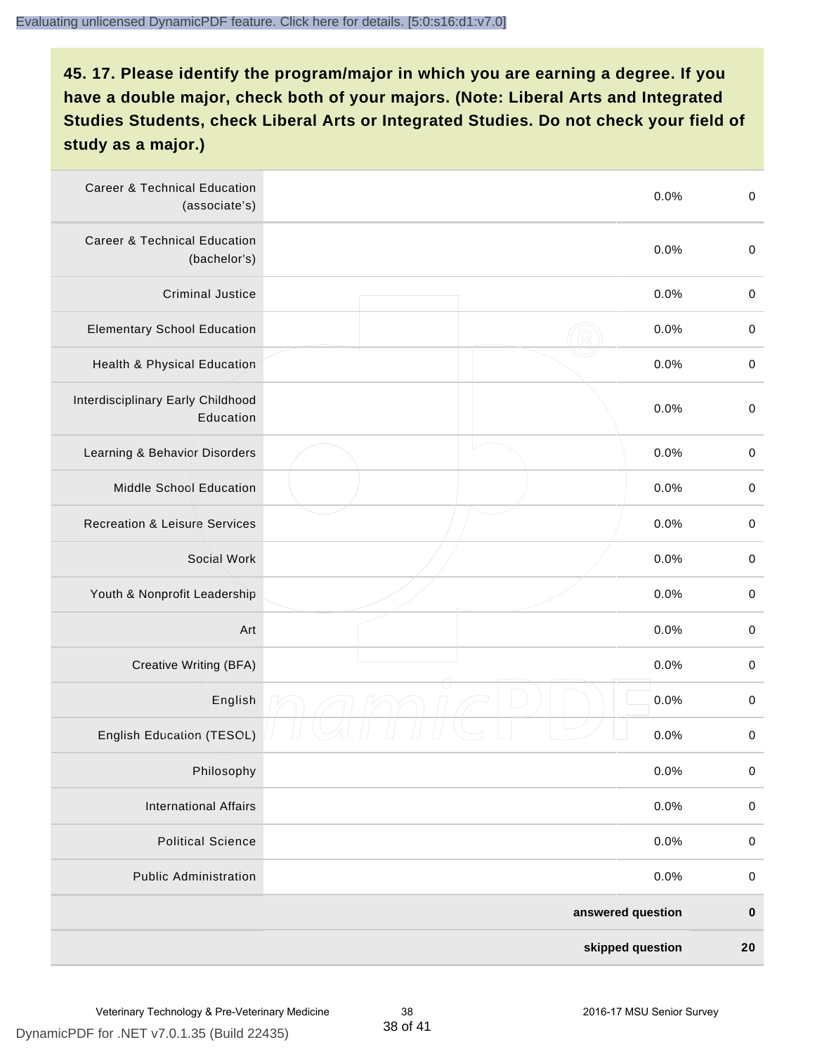**45. 17. Please identify the program/major in which you are earning a degree. If you have a double major, check both of your majors. (Note: Liberal Arts and Integrated Studies Students, check Liberal Arts or Integrated Studies. Do not check your field of study as a major.)**

| | | | |
|---|---|---|---|
| Career & Technical Education (associate's) | | 0.0% | 0 |
| Career & Technical Education (bachelor's) | | 0.0% | 0 |
| Criminal Justice | | 0.0% | 0 |
| Elementary School Education | | 0.0% | 0 |
| Health & Physical Education | | 0.0% | 0 |
| Interdisciplinary Early Childhood Education | | 0.0% | 0 |
| Learning & Behavior Disorders | | 0.0% | 0 |
| Middle School Education | | 0.0% | 0 |
| Recreation & Leisure Services | | 0.0% | 0 |
| Social Work | | 0.0% | 0 |
| Youth & Nonprofit Leadership | | 0.0% | 0 |
| Art | | 0.0% | 0 |
| Creative Writing (BFA) | | 0.0% | 0 |
| English | | 0.0% | 0 |
| English Education (TESOL) | | 0.0% | 0 |
| Philosophy | | 0.0% | 0 |
| International Affairs | | 0.0% | 0 |
| Political Science | | 0.0% | 0 |
| Public Administration | | 0.0% | 0 |
| | | **answered question** | **0** |
| | | **skipped question** | **20** |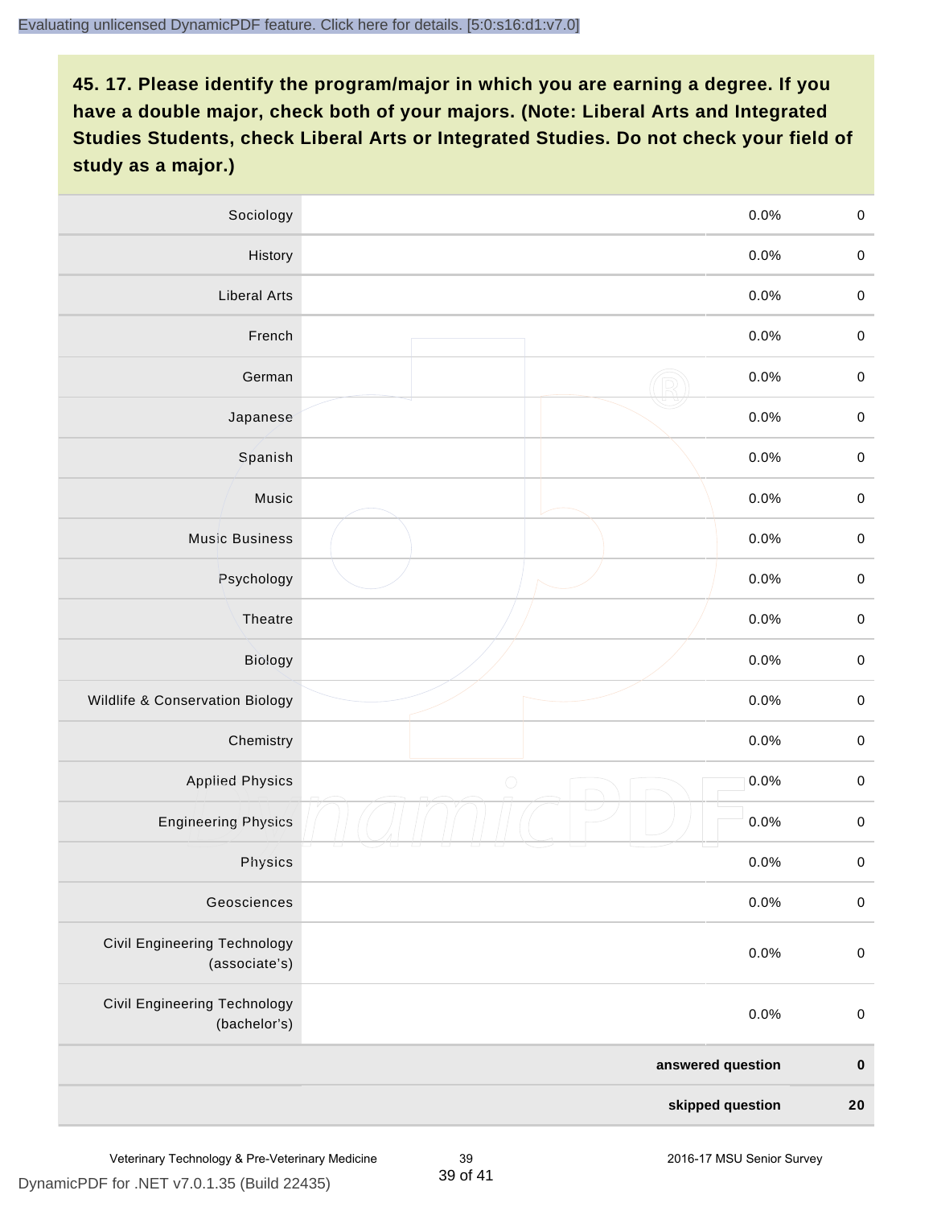## 45. 17. Please identify the program/major in which you are earning a degree. If you have a double major, check both of your majors. (Note: Liberal Arts and Integrated Studies Students, check Liberal Arts or Integrated Studies. Do not check your field of study as a major.)

| | | | |
|---|---|---|---|
| Sociology | | 0.0% | 0 |
| History | | 0.0% | 0 |
| Liberal Arts | | 0.0% | 0 |
| French | | 0.0% | 0 |
| German | | 0.0% | 0 |
| Japanese | | 0.0% | 0 |
| Spanish | | 0.0% | 0 |
| Music | | 0.0% | 0 |
| Music Business | | 0.0% | 0 |
| Psychology | | 0.0% | 0 |
| Theatre | | 0.0% | 0 |
| Biology | | 0.0% | 0 |
| Wildlife & Conservation Biology | | 0.0% | 0 |
| Chemistry | | 0.0% | 0 |
| Applied Physics | | 0.0% | 0 |
| Engineering Physics | | 0.0% | 0 |
| Physics | | 0.0% | 0 |
| Geosciences | | 0.0% | 0 |
| Civil Engineering Technology (associate's) | | 0.0% | 0 |
| Civil Engineering Technology (bachelor's) | | 0.0% | 0 |
| | | **answered question** | **0** |
| | | **skipped question** | **20** |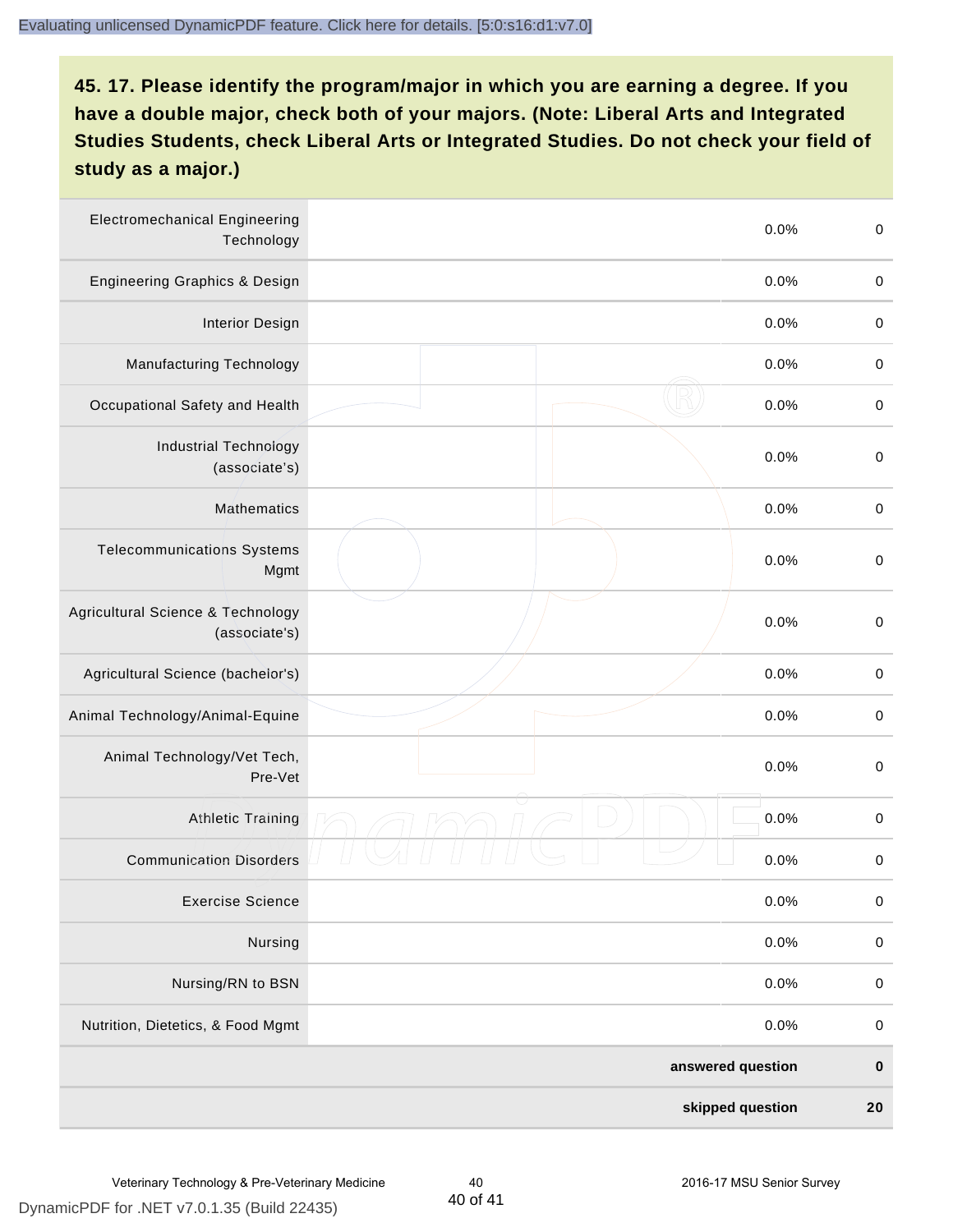## 45. 17. Please identify the program/major in which you are earning a degree. If you have a double major, check both of your majors. (Note: Liberal Arts and Integrated Studies Students, check Liberal Arts or Integrated Studies. Do not check your field of study as a major.)

| Program/Major | | Percent | Count |
|---|---|---|---|
| Electromechanical Engineering Technology | | 0.0% | 0 |
| Engineering Graphics & Design | | 0.0% | 0 |
| Interior Design | | 0.0% | 0 |
| Manufacturing Technology | | 0.0% | 0 |
| Occupational Safety and Health | | 0.0% | 0 |
| Industrial Technology (associate's) | | 0.0% | 0 |
| Mathematics | | 0.0% | 0 |
| Telecommunications Systems Mgmt | | 0.0% | 0 |
| Agricultural Science & Technology (associate's) | | 0.0% | 0 |
| Agricultural Science (bachelor's) | | 0.0% | 0 |
| Animal Technology/Animal-Equine | | 0.0% | 0 |
| Animal Technology/Vet Tech, Pre-Vet | | 0.0% | 0 |
| Athletic Training | | 0.0% | 0 |
| Communication Disorders | | 0.0% | 0 |
| Exercise Science | | 0.0% | 0 |
| Nursing | | 0.0% | 0 |
| Nursing/RN to BSN | | 0.0% | 0 |
| Nutrition, Dietetics, & Food Mgmt | | 0.0% | 0 |
| | | **answered question** | **0** |
| | | **skipped question** | **20** |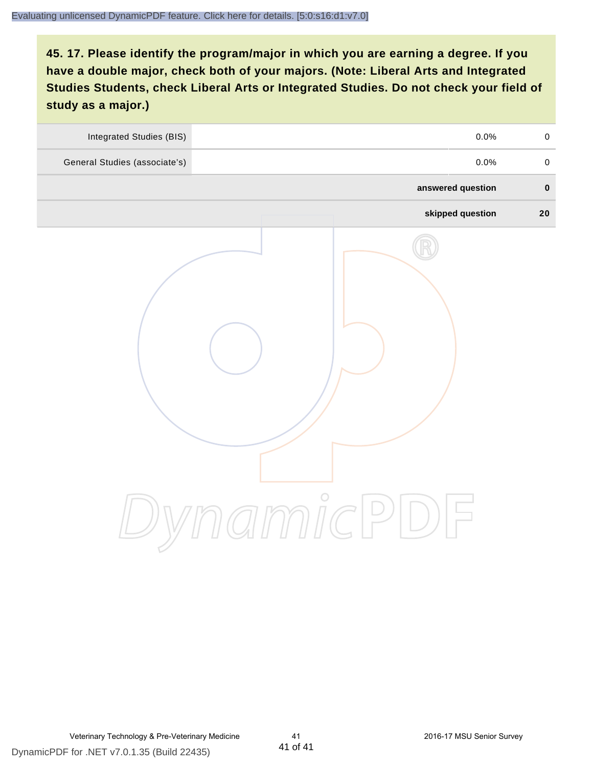**45. 17. Please identify the program/major in which you are earning a degree. If you have a double major, check both of your majors. (Note: Liberal Arts and Integrated Studies Students, check Liberal Arts or Integrated Studies. Do not check your field of study as a major.)**

| | | | |
|---|---|---|---|
| Integrated Studies (BIS) | | 0.0% | 0 |
| General Studies (associate's) | | 0.0% | 0 |
| | | **answered question** | **0** |
| | | **skipped question** | **20** |